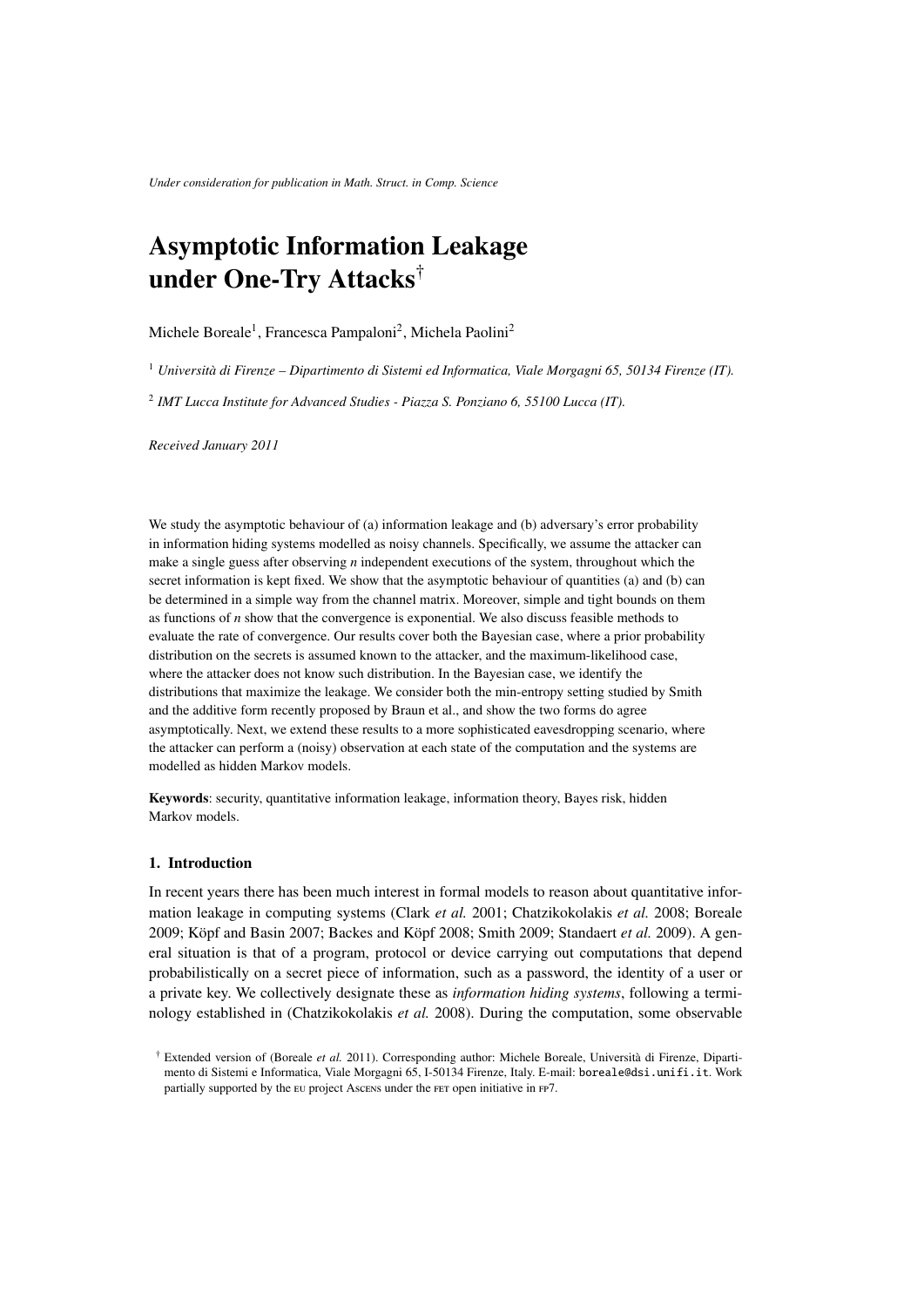*Under consideration for publication in Math. Struct. in Comp. Science*

# Asymptotic Information Leakage under One-Try Attacks[†]

Michele Boreale[1], Francesca Pampaloni[2], Michela Paolini[2]

[1] *Università di Firenze – Dipartimento di Sistemi ed Informatica, Viale Morgagni 65, 50134 Firenze (IT).*

[2] *IMT Lucca Institute for Advanced Studies - Piazza S. Ponziano 6, 55100 Lucca (IT).*

*Received January 2011*

We study the asymptotic behaviour of (a) information leakage and (b) adversary's error probability in information hiding systems modelled as noisy channels. Specifically, we assume the attacker can make a single guess after observing $n$ independent executions of the system, throughout which the secret information is kept fixed. We show that the asymptotic behaviour of quantities (a) and (b) can be determined in a simple way from the channel matrix. Moreover, simple and tight bounds on them as functions of $n$ show that the convergence is exponential. We also discuss feasible methods to evaluate the rate of convergence. Our results cover both the Bayesian case, where a prior probability distribution on the secrets is assumed known to the attacker, and the maximum-likelihood case, where the attacker does not know such distribution. In the Bayesian case, we identify the distributions that maximize the leakage. We consider both the min-entropy setting studied by Smith and the additive form recently proposed by Braun et al., and show the two forms do agree asymptotically. Next, we extend these results to a more sophisticated eavesdropping scenario, where the attacker can perform a (noisy) observation at each state of the computation and the systems are modelled as hidden Markov models.

**Keywords**: security, quantitative information leakage, information theory, Bayes risk, hidden Markov models.

## 1. Introduction

In recent years there has been much interest in formal models to reason about quantitative information leakage in computing systems (Clark *et al.* 2001; Chatzikokolakis *et al.* 2008; Boreale 2009; Köpf and Basin 2007; Backes and Köpf 2008; Smith 2009; Standaert *et al.* 2009). A general situation is that of a program, protocol or device carrying out computations that depend probabilistically on a secret piece of information, such as a password, the identity of a user or a private key. We collectively designate these as *information hiding systems*, following a terminology established in (Chatzikokolakis *et al.* 2008). During the computation, some observable

[†] Extended version of (Boreale *et al.* 2011). Corresponding author: Michele Boreale, Università di Firenze, Dipartimento di Sistemi e Informatica, Viale Morgagni 65, I-50134 Firenze, Italy. E-mail: boreale@dsi.unifi.it. Work partially supported by the EU project ASCENS under the FET open initiative in FP7.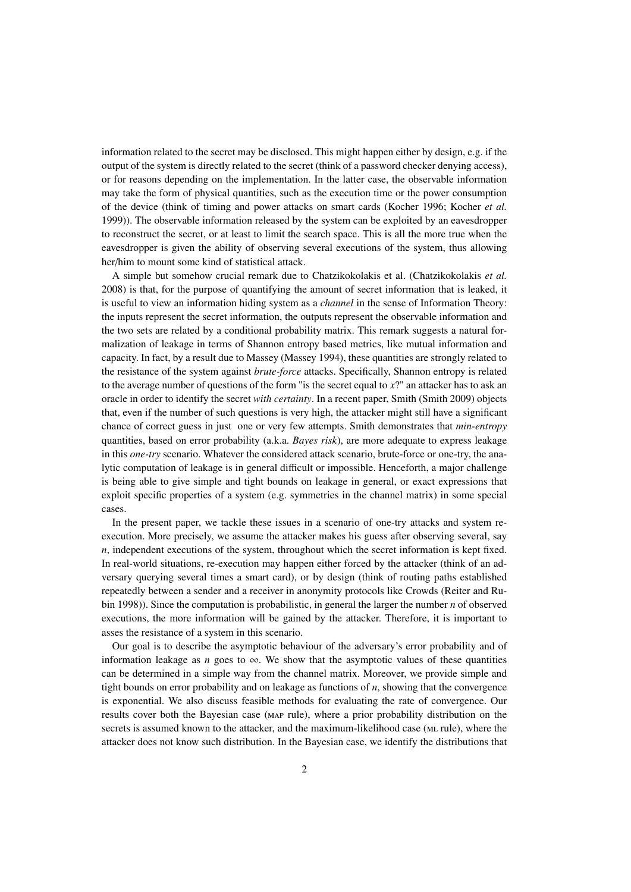information related to the secret may be disclosed. This might happen either by design, e.g. if the output of the system is directly related to the secret (think of a password checker denying access), or for reasons depending on the implementation. In the latter case, the observable information may take the form of physical quantities, such as the execution time or the power consumption of the device (think of timing and power attacks on smart cards (Kocher 1996; Kocher *et al.* 1999)). The observable information released by the system can be exploited by an eavesdropper to reconstruct the secret, or at least to limit the search space. This is all the more true when the eavesdropper is given the ability of observing several executions of the system, thus allowing her/him to mount some kind of statistical attack.

A simple but somehow crucial remark due to Chatzikokolakis et al. (Chatzikokolakis *et al.* 2008) is that, for the purpose of quantifying the amount of secret information that is leaked, it is useful to view an information hiding system as a *channel* in the sense of Information Theory: the inputs represent the secret information, the outputs represent the observable information and the two sets are related by a conditional probability matrix. This remark suggests a natural formalization of leakage in terms of Shannon entropy based metrics, like mutual information and capacity. In fact, by a result due to Massey (Massey 1994), these quantities are strongly related to the resistance of the system against *brute-force* attacks. Specifically, Shannon entropy is related to the average number of questions of the form "is the secret equal to $x$?" an attacker has to ask an oracle in order to identify the secret *with certainty*. In a recent paper, Smith (Smith 2009) objects that, even if the number of such questions is very high, the attacker might still have a significant chance of correct guess in just one or very few attempts. Smith demonstrates that *min-entropy* quantities, based on error probability (a.k.a. *Bayes risk*), are more adequate to express leakage in this *one-try* scenario. Whatever the considered attack scenario, brute-force or one-try, the analytic computation of leakage is in general difficult or impossible. Henceforth, a major challenge is being able to give simple and tight bounds on leakage in general, or exact expressions that exploit specific properties of a system (e.g. symmetries in the channel matrix) in some special cases.

In the present paper, we tackle these issues in a scenario of one-try attacks and system re-execution. More precisely, we assume the attacker makes his guess after observing several, say $n$, independent executions of the system, throughout which the secret information is kept fixed. In real-world situations, re-execution may happen either forced by the attacker (think of an adversary querying several times a smart card), or by design (think of routing paths established repeatedly between a sender and a receiver in anonymity protocols like Crowds (Reiter and Rubin 1998)). Since the computation is probabilistic, in general the larger the number $n$ of observed executions, the more information will be gained by the attacker. Therefore, it is important to asses the resistance of a system in this scenario.

Our goal is to describe the asymptotic behaviour of the adversary's error probability and of information leakage as $n$ goes to $\infty$. We show that the asymptotic values of these quantities can be determined in a simple way from the channel matrix. Moreover, we provide simple and tight bounds on error probability and on leakage as functions of $n$, showing that the convergence is exponential. We also discuss feasible methods for evaluating the rate of convergence. Our results cover both the Bayesian case (MAP rule), where a prior probability distribution on the secrets is assumed known to the attacker, and the maximum-likelihood case (ML rule), where the attacker does not know such distribution. In the Bayesian case, we identify the distributions that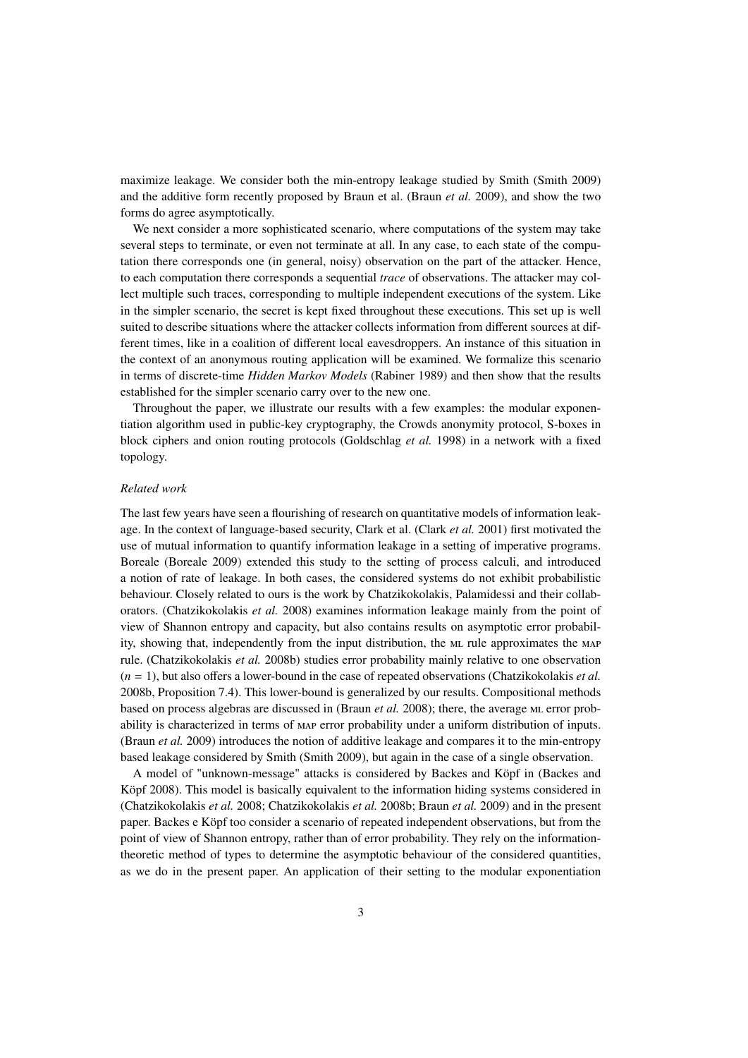maximize leakage. We consider both the min-entropy leakage studied by Smith (Smith 2009) and the additive form recently proposed by Braun et al. (Braun *et al.* 2009), and show the two forms do agree asymptotically.

We next consider a more sophisticated scenario, where computations of the system may take several steps to terminate, or even not terminate at all. In any case, to each state of the computation there corresponds one (in general, noisy) observation on the part of the attacker. Hence, to each computation there corresponds a sequential *trace* of observations. The attacker may collect multiple such traces, corresponding to multiple independent executions of the system. Like in the simpler scenario, the secret is kept fixed throughout these executions. This set up is well suited to describe situations where the attacker collects information from different sources at different times, like in a coalition of different local eavesdroppers. An instance of this situation in the context of an anonymous routing application will be examined. We formalize this scenario in terms of discrete-time *Hidden Markov Models* (Rabiner 1989) and then show that the results established for the simpler scenario carry over to the new one.

Throughout the paper, we illustrate our results with a few examples: the modular exponentiation algorithm used in public-key cryptography, the Crowds anonymity protocol, S-boxes in block ciphers and onion routing protocols (Goldschlag *et al.* 1998) in a network with a fixed topology.

### *Related work*

The last few years have seen a flourishing of research on quantitative models of information leakage. In the context of language-based security, Clark et al. (Clark *et al.* 2001) first motivated the use of mutual information to quantify information leakage in a setting of imperative programs. Boreale (Boreale 2009) extended this study to the setting of process calculi, and introduced a notion of rate of leakage. In both cases, the considered systems do not exhibit probabilistic behaviour. Closely related to ours is the work by Chatzikokolakis, Palamidessi and their collaborators. (Chatzikokolakis *et al.* 2008) examines information leakage mainly from the point of view of Shannon entropy and capacity, but also contains results on asymptotic error probability, showing that, independently from the input distribution, the ML rule approximates the MAP rule. (Chatzikokolakis *et al.* 2008b) studies error probability mainly relative to one observation ($n = 1$), but also offers a lower-bound in the case of repeated observations (Chatzikokolakis *et al.* 2008b, Proposition 7.4). This lower-bound is generalized by our results. Compositional methods based on process algebras are discussed in (Braun *et al.* 2008); there, the average ML error probability is characterized in terms of MAP error probability under a uniform distribution of inputs. (Braun *et al.* 2009) introduces the notion of additive leakage and compares it to the min-entropy based leakage considered by Smith (Smith 2009), but again in the case of a single observation.

A model of "unknown-message" attacks is considered by Backes and Köpf in (Backes and Köpf 2008). This model is basically equivalent to the information hiding systems considered in (Chatzikokolakis *et al.* 2008; Chatzikokolakis *et al.* 2008b; Braun *et al.* 2009) and in the present paper. Backes e Köpf too consider a scenario of repeated independent observations, but from the point of view of Shannon entropy, rather than of error probability. They rely on the information-theoretic method of types to determine the asymptotic behaviour of the considered quantities, as we do in the present paper. An application of their setting to the modular exponentiation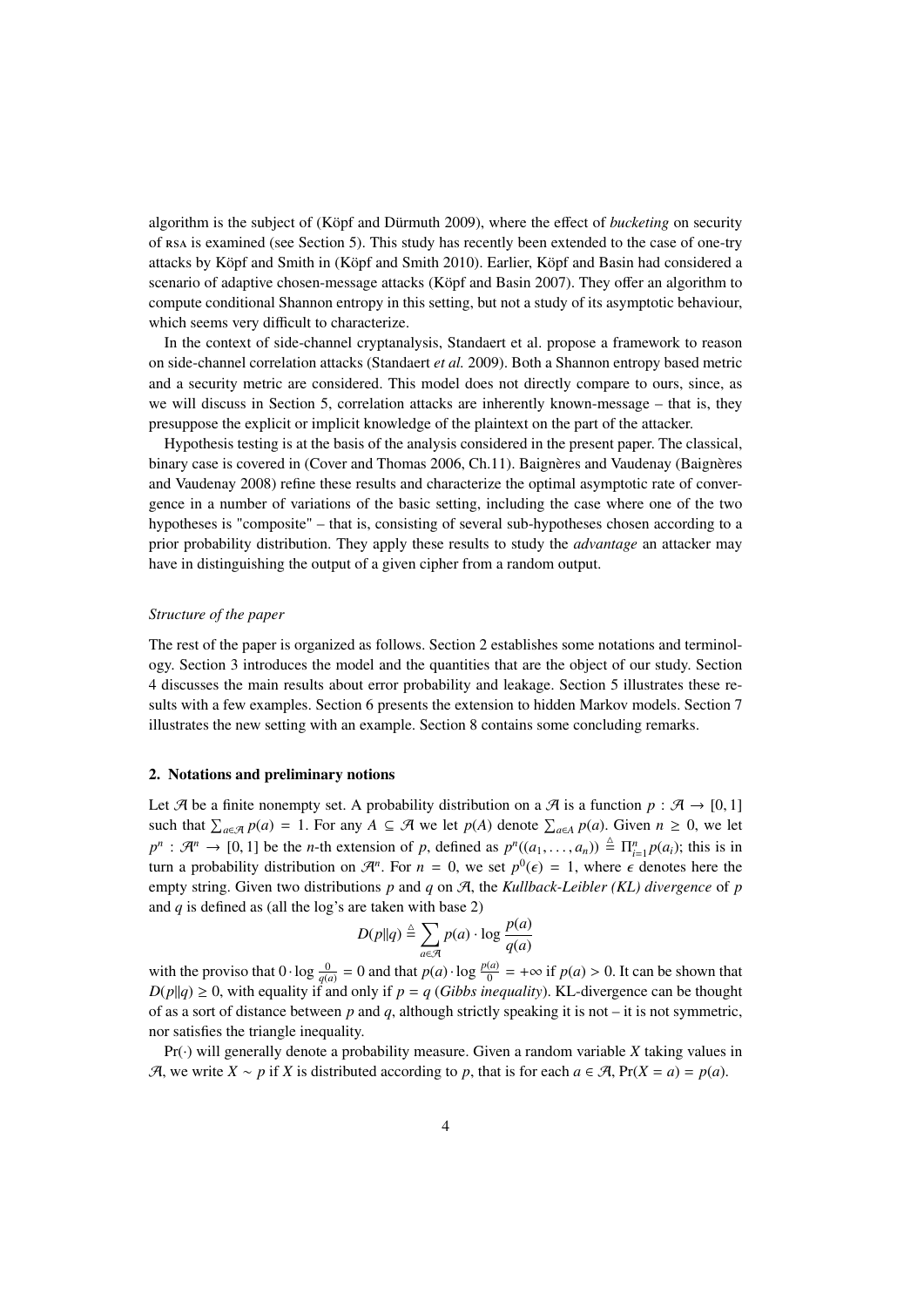algorithm is the subject of (Köpf and Dürmuth 2009), where the effect of *bucketing* on security of RSA is examined (see Section 5). This study has recently been extended to the case of one-try attacks by Köpf and Smith in (Köpf and Smith 2010). Earlier, Köpf and Basin had considered a scenario of adaptive chosen-message attacks (Köpf and Basin 2007). They offer an algorithm to compute conditional Shannon entropy in this setting, but not a study of its asymptotic behaviour, which seems very difficult to characterize.

In the context of side-channel cryptanalysis, Standaert et al. propose a framework to reason on side-channel correlation attacks (Standaert *et al.* 2009). Both a Shannon entropy based metric and a security metric are considered. This model does not directly compare to ours, since, as we will discuss in Section 5, correlation attacks are inherently known-message – that is, they presuppose the explicit or implicit knowledge of the plaintext on the part of the attacker.

Hypothesis testing is at the basis of the analysis considered in the present paper. The classical, binary case is covered in (Cover and Thomas 2006, Ch.11). Baignères and Vaudenay (Baignères and Vaudenay 2008) refine these results and characterize the optimal asymptotic rate of convergence in a number of variations of the basic setting, including the case where one of the two hypotheses is "composite" – that is, consisting of several sub-hypotheses chosen according to a prior probability distribution. They apply these results to study the *advantage* an attacker may have in distinguishing the output of a given cipher from a random output.

*Structure of the paper*

The rest of the paper is organized as follows. Section 2 establishes some notations and terminology. Section 3 introduces the model and the quantities that are the object of our study. Section 4 discusses the main results about error probability and leakage. Section 5 illustrates these results with a few examples. Section 6 presents the extension to hidden Markov models. Section 7 illustrates the new setting with an example. Section 8 contains some concluding remarks.

## 2. Notations and preliminary notions

Let $\mathcal{A}$ be a finite nonempty set. A probability distribution on a $\mathcal{A}$ is a function $p : \mathcal{A} \to [0,1]$ such that $\sum_{a\in\mathcal{A}} p(a) = 1$. For any $A \subseteq \mathcal{A}$ we let $p(A)$ denote $\sum_{a\in A} p(a)$. Given $n \geq 0$, we let $p^n : \mathcal{A}^n \to [0,1]$ be the $n$-th extension of $p$, defined as $p^n((a_1,\ldots,a_n)) \triangleq \Pi_{i=1}^n p(a_i)$; this is in turn a probability distribution on $\mathcal{A}^n$. For $n = 0$, we set $p^0(\epsilon) = 1$, where $\epsilon$ denotes here the empty string. Given two distributions $p$ and $q$ on $\mathcal{A}$, the *Kullback-Leibler (KL) divergence* of $p$ and $q$ is defined as (all the log's are taken with base 2)

$$D(p\|q) \triangleq \sum_{a\in\mathcal{A}} p(a)\cdot\log\frac{p(a)}{q(a)}$$

with the proviso that $0\cdot\log\frac{0}{q(a)} = 0$ and that $p(a)\cdot\log\frac{p(a)}{0} = +\infty$ if $p(a) > 0$. It can be shown that $D(p\|q) \geq 0$, with equality if and only if $p = q$ (*Gibbs inequality*). KL-divergence can be thought of as a sort of distance between $p$ and $q$, although strictly speaking it is not – it is not symmetric, nor satisfies the triangle inequality.

$\Pr(\cdot)$ will generally denote a probability measure. Given a random variable $X$ taking values in $\mathcal{A}$, we write $X \sim p$ if $X$ is distributed according to $p$, that is for each $a \in \mathcal{A}$, $\Pr(X = a) = p(a)$.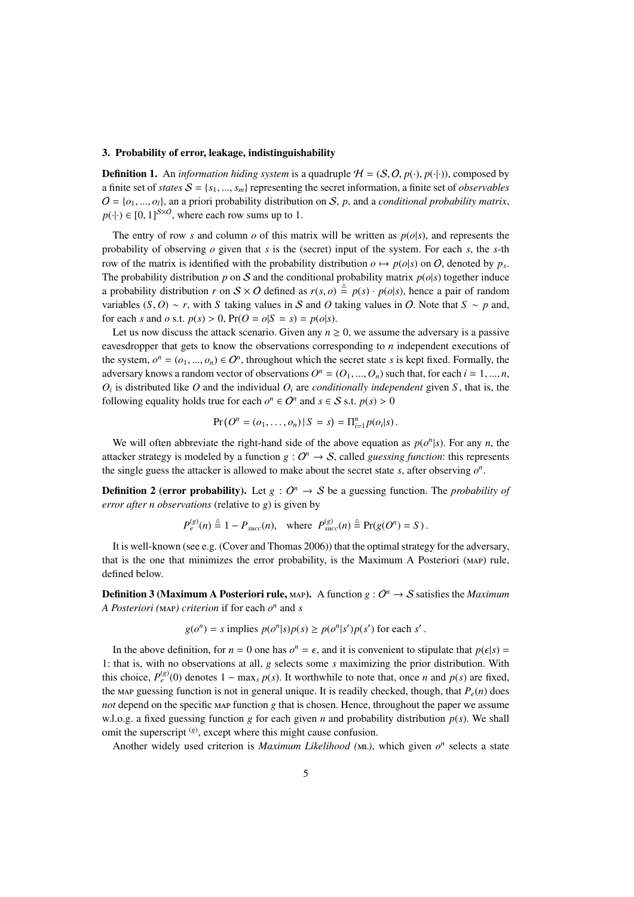## 3. Probability of error, leakage, indistinguishability

**Definition 1.** An *information hiding system* is a quadruple $\mathcal{H} = (\mathcal{S}, \mathcal{O}, p(\cdot), p(\cdot|\cdot))$, composed by a finite set of *states* $\mathcal{S} = \{s_1, ..., s_m\}$ representing the secret information, a finite set of *observables* $\mathcal{O} = \{o_1, ..., o_l\}$, an a priori probability distribution on $\mathcal{S}$, $p$, and a *conditional probability matrix*, $p(\cdot|\cdot) \in [0,1]^{\mathcal{S}\times\mathcal{O}}$, where each row sums up to 1.

The entry of row $s$ and column $o$ of this matrix will be written as $p(o|s)$, and represents the probability of observing $o$ given that $s$ is the (secret) input of the system. For each $s$, the $s$-th row of the matrix is identified with the probability distribution $o \mapsto p(o|s)$ on $\mathcal{O}$, denoted by $p_s$. The probability distribution $p$ on $\mathcal{S}$ and the conditional probability matrix $p(o|s)$ together induce a probability distribution $r$ on $\mathcal{S} \times \mathcal{O}$ defined as $r(s,o) \triangleq p(s) \cdot p(o|s)$, hence a pair of random variables $(S, O) \sim r$, with $S$ taking values in $\mathcal{S}$ and $O$ taking values in $\mathcal{O}$. Note that $S \sim p$ and, for each $s$ and $o$ s.t. $p(s) > 0$, $\Pr(O = o|S = s) = p(o|s)$.

Let us now discuss the attack scenario. Given any $n \geq 0$, we assume the adversary is a passive eavesdropper that gets to know the observations corresponding to $n$ independent executions of the system, $o^n = (o_1, ..., o_n) \in \mathcal{O}^n$, throughout which the secret state $s$ is kept fixed. Formally, the adversary knows a random vector of observations $O^n = (O_1, ..., O_n)$ such that, for each $i = 1, ..., n$, $O_i$ is distributed like $O$ and the individual $O_i$ are *conditionally independent* given $S$, that is, the following equality holds true for each $o^n \in \mathcal{O}^n$ and $s \in \mathcal{S}$ s.t. $p(s) > 0$

$$\Pr\left(O^n = (o_1, \ldots, o_n) \,|\, S = s\right) = \Pi_{i=1}^n p(o_i|s) \,.$$

We will often abbreviate the right-hand side of the above equation as $p(o^n|s)$. For any $n$, the attacker strategy is modeled by a function $g : \mathcal{O}^n \to \mathcal{S}$, called *guessing function*: this represents the single guess the attacker is allowed to make about the secret state $s$, after observing $o^n$.

**Definition 2 (error probability).** Let $g : \mathcal{O}^n \to \mathcal{S}$ be a guessing function. The *probability of error after n observations* (relative to $g$) is given by

$$P_e^{(g)}(n) \triangleq 1 - P_{succ}(n), \quad \text{where} \;\; P_{succ}^{(g)}(n) \triangleq \Pr(g(O^n) = S) \,.$$

It is well-known (see e.g. (Cover and Thomas 2006)) that the optimal strategy for the adversary, that is the one that minimizes the error probability, is the Maximum A Posteriori (MAP) rule, defined below.

**Definition 3 (Maximum A Posteriori rule, MAP).** A function $g : \mathcal{O}^n \to \mathcal{S}$ satisfies the *Maximum A Posteriori (MAP) criterion* if for each $o^n$ and $s$

$$g(o^n) = s \text{ implies } p(o^n|s)p(s) \geq p(o^n|s')p(s') \text{ for each } s' \,.$$

In the above definition, for $n = 0$ one has $o^n = \epsilon$, and it is convenient to stipulate that $p(\epsilon|s) = 1$: that is, with no observations at all, $g$ selects some $s$ maximizing the prior distribution. With this choice, $P_e^{(g)}(0)$ denotes $1 - \max_s p(s)$. It worthwhile to note that, once $n$ and $p(s)$ are fixed, the MAP guessing function is not in general unique. It is readily checked, though, that $P_e(n)$ does *not* depend on the specific MAP function $g$ that is chosen. Hence, throughout the paper we assume w.l.o.g. a fixed guessing function $g$ for each given $n$ and probability distribution $p(s)$. We shall omit the superscript $^{(g)}$, except where this might cause confusion.

Another widely used criterion is *Maximum Likelihood (ML)*, which given $o^n$ selects a state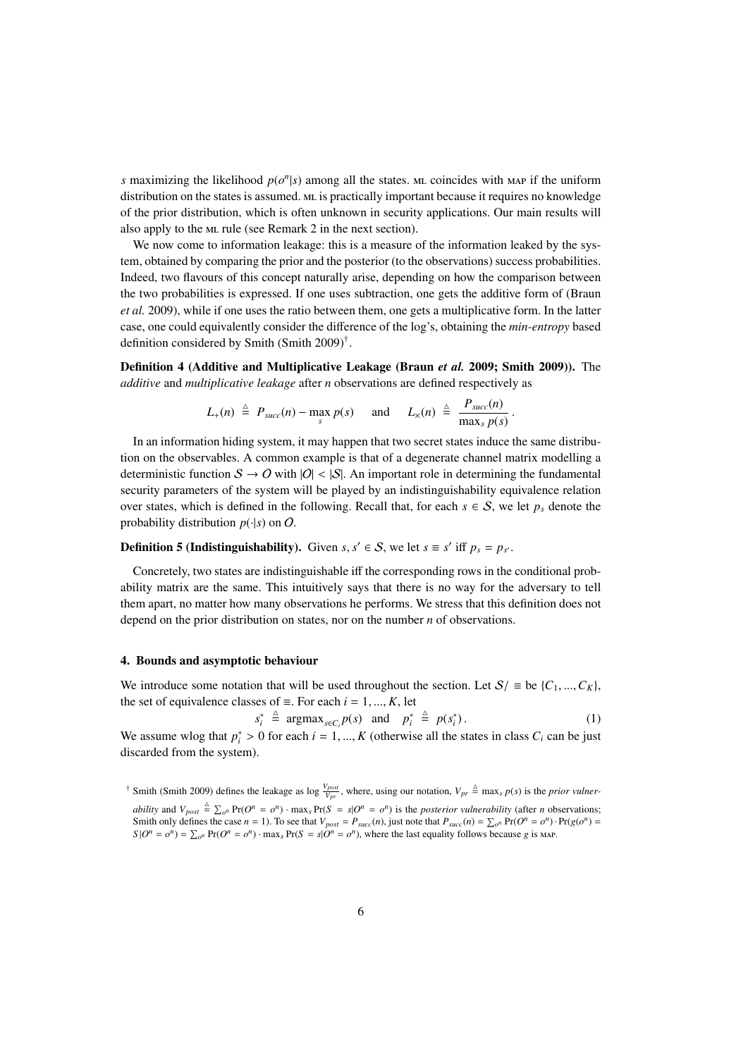$s$ maximizing the likelihood $p(o^n|s)$ among all the states. ML coincides with MAP if the uniform distribution on the states is assumed. ML is practically important because it requires no knowledge of the prior distribution, which is often unknown in security applications. Our main results will also apply to the ML rule (see Remark 2 in the next section).

We now come to information leakage: this is a measure of the information leaked by the system, obtained by comparing the prior and the posterior (to the observations) success probabilities. Indeed, two flavours of this concept naturally arise, depending on how the comparison between the two probabilities is expressed. If one uses subtraction, one gets the additive form of (Braun *et al.* 2009), while if one uses the ratio between them, one gets a multiplicative form. In the latter case, one could equivalently consider the difference of the log's, obtaining the *min-entropy* based definition considered by Smith (Smith 2009)[†].

**Definition 4 (Additive and Multiplicative Leakage (Braun *et al.* 2009; Smith 2009)).** The *additive* and *multiplicative leakage* after $n$ observations are defined respectively as

$$L_{+}(n) \triangleq P_{succ}(n) - \max_{s} p(s) \quad \text{and} \quad L_{\times}(n) \triangleq \frac{P_{succ}(n)}{\max_{s} p(s)}.$$

In an information hiding system, it may happen that two secret states induce the same distribution on the observables. A common example is that of a degenerate channel matrix modelling a deterministic function $\mathcal{S} \to \mathcal{O}$ with $|\mathcal{O}| < |\mathcal{S}|$. An important role in determining the fundamental security parameters of the system will be played by an indistinguishability equivalence relation over states, which is defined in the following. Recall that, for each $s \in \mathcal{S}$, we let $p_s$ denote the probability distribution $p(\cdot|s)$ on $\mathcal{O}$.

**Definition 5 (Indistinguishability).** Given $s, s' \in \mathcal{S}$, we let $s \equiv s'$ iff $p_s = p_{s'}$.

Concretely, two states are indistinguishable iff the corresponding rows in the conditional probability matrix are the same. This intuitively says that there is no way for the adversary to tell them apart, no matter how many observations he performs. We stress that this definition does not depend on the prior distribution on states, nor on the number $n$ of observations.

## 4. Bounds and asymptotic behaviour

We introduce some notation that will be used throughout the section. Let $\mathcal{S}/\equiv$ be $\{C_1, ..., C_K\}$, the set of equivalence classes of $\equiv$. For each $i = 1, ..., K$, let

$$s_i^* \triangleq \operatorname{argmax}_{s \in C_i} p(s) \quad \text{and} \quad p_i^* \triangleq p(s_i^*). \tag{1}$$

We assume wlog that $p_i^* > 0$ for each $i = 1, ..., K$ (otherwise all the states in class $C_i$ can be just discarded from the system).

[†] Smith (Smith 2009) defines the leakage as $\log \frac{V_{post}}{V_{pr}}$, where, using our notation, $V_{pr} \triangleq \max_s p(s)$ is the *prior vulnerability* and $V_{post} \triangleq \sum_{o^n} \Pr(O^n = o^n) \cdot \max_s \Pr(S = s|O^n = o^n)$ is the *posterior vulnerability* (after $n$ observations; Smith only defines the case $n = 1$). To see that $V_{post} = P_{succ}(n)$, just note that $P_{succ}(n) = \sum_{o^n} \Pr(O^n = o^n) \cdot \Pr(g(o^n) = S|O^n = o^n) = \sum_{o^n} \Pr(O^n = o^n) \cdot \max_s \Pr(S = s|O^n = o^n)$, where the last equality follows because $g$ is MAP.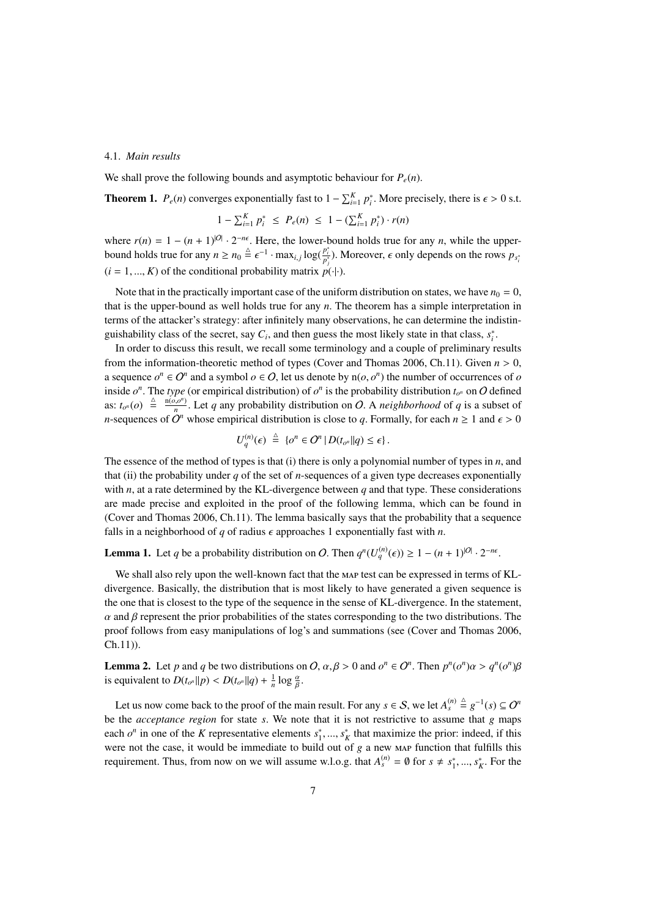### 4.1. *Main results*

We shall prove the following bounds and asymptotic behaviour for $P_e(n)$.

**Theorem 1.** *$P_e(n)$ converges exponentially fast to $1 - \sum_{i=1}^{K} p_i^*$. More precisely, there is $\epsilon > 0$ s.t.*

$$1 - \textstyle\sum_{i=1}^{K} p_i^* \;\leq\; P_e(n) \;\leq\; 1 - (\sum_{i=1}^{K} p_i^*) \cdot r(n)$$

*where $r(n) = 1 - (n+1)^{|O|} \cdot 2^{-n\epsilon}$. Here, the lower-bound holds true for any $n$, while the upper-bound holds true for any $n \geq n_0 \overset{\triangle}{=} \epsilon^{-1} \cdot \max_{i,j} \log(\frac{p_i^*}{p_j^*})$. Moreover, $\epsilon$ only depends on the rows $p_{s_i^*}$ $(i = 1, ..., K)$ of the conditional probability matrix $p(\cdot|\cdot)$.*

Note that in the practically important case of the uniform distribution on states, we have $n_0 = 0$, that is the upper-bound as well holds true for any $n$. The theorem has a simple interpretation in terms of the attacker's strategy: after infinitely many observations, he can determine the indistinguishability class of the secret, say $C_i$, and then guess the most likely state in that class, $s_i^*$.

In order to discuss this result, we recall some terminology and a couple of preliminary results from the information-theoretic method of types (Cover and Thomas 2006, Ch.11). Given $n > 0$, a sequence $o^n \in O^n$ and a symbol $o \in O$, let us denote by $\mathrm{n}(o, o^n)$ the number of occurrences of $o$ inside $o^n$. The *type* (or empirical distribution) of $o^n$ is the probability distribution $t_{o^n}$ on $O$ defined as: $t_{o^n}(o) \overset{\triangle}{=} \frac{\mathrm{n}(o,o^n)}{n}$. Let $q$ any probability distribution on $O$. A *neighborhood* of $q$ is a subset of $n$-sequences of $O^n$ whose empirical distribution is close to $q$. Formally, for each $n \geq 1$ and $\epsilon > 0$

$$U_q^{(n)}(\epsilon) \;\overset{\triangle}{=}\; \{o^n \in O^n \,|\, D(t_{o^n} \| q) \leq \epsilon\}\,.$$

The essence of the method of types is that (i) there is only a polynomial number of types in $n$, and that (ii) the probability under $q$ of the set of $n$-sequences of a given type decreases exponentially with $n$, at a rate determined by the KL-divergence between $q$ and that type. These considerations are made precise and exploited in the proof of the following lemma, which can be found in (Cover and Thomas 2006, Ch.11). The lemma basically says that the probability that a sequence falls in a neighborhood of $q$ of radius $\epsilon$ approaches 1 exponentially fast with $n$.

**Lemma 1.** *Let $q$ be a probability distribution on $O$. Then $q^n(U_q^{(n)}(\epsilon)) \geq 1 - (n+1)^{|O|} \cdot 2^{-n\epsilon}$.*

We shall also rely upon the well-known fact that the MAP test can be expressed in terms of KL-divergence. Basically, the distribution that is most likely to have generated a given sequence is the one that is closest to the type of the sequence in the sense of KL-divergence. In the statement, $\alpha$ and $\beta$ represent the prior probabilities of the states corresponding to the two distributions. The proof follows from easy manipulations of log's and summations (see (Cover and Thomas 2006, Ch.11)).

**Lemma 2.** *Let $p$ and $q$ be two distributions on $O$, $\alpha, \beta > 0$ and $o^n \in O^n$. Then $p^n(o^n)\alpha > q^n(o^n)\beta$ is equivalent to $D(t_{o^n} \| p) < D(t_{o^n} \| q) + \frac{1}{n} \log \frac{\alpha}{\beta}$.*

Let us now come back to the proof of the main result. For any $s \in S$, we let $A_s^{(n)} \overset{\triangle}{=} g^{-1}(s) \subseteq O^n$ be the *acceptance region* for state $s$. We note that it is not restrictive to assume that $g$ maps each $o^n$ in one of the $K$ representative elements $s_1^*, ..., s_K^*$ that maximize the prior: indeed, if this were not the case, it would be immediate to build out of $g$ a new MAP function that fulfills this requirement. Thus, from now on we will assume w.l.o.g. that $A_s^{(n)} = \emptyset$ for $s \neq s_1^*, ..., s_K^*$. For the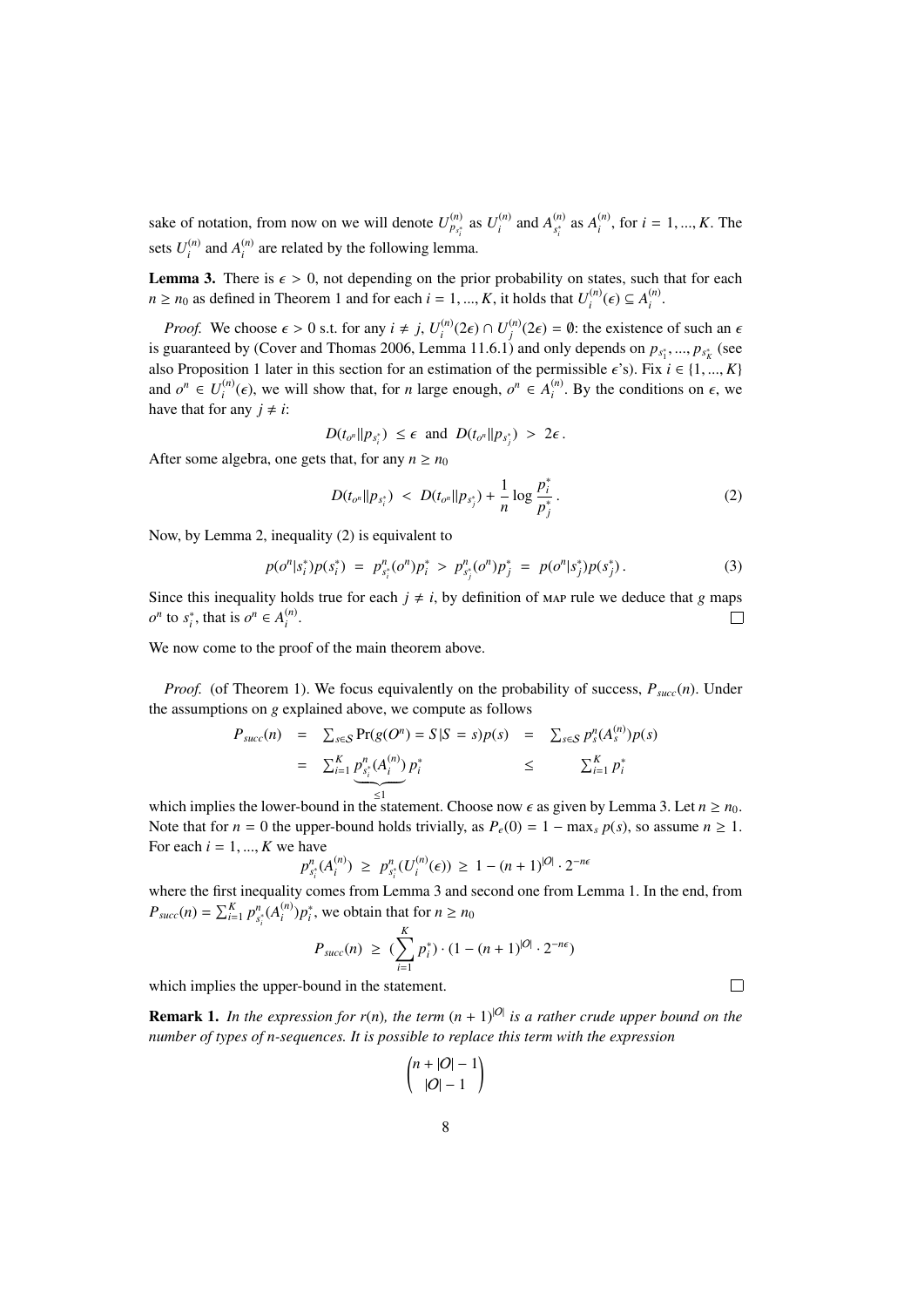sake of notation, from now on we will denote $U^{(n)}_{p_{s^*_i}}$ as $U^{(n)}_i$ and $A^{(n)}_{s^*_i}$ as $A^{(n)}_i$, for $i = 1, ..., K$. The sets $U^{(n)}_i$ and $A^{(n)}_i$ are related by the following lemma.

**Lemma 3.** *There is $\epsilon > 0$, not depending on the prior probability on states, such that for each $n \geq n_0$ as defined in Theorem 1 and for each $i = 1, ..., K$, it holds that $U^{(n)}_i(\epsilon) \subseteq A^{(n)}_i$.*

*Proof.* We choose $\epsilon > 0$ s.t. for any $i \neq j$, $U^{(n)}_i(2\epsilon) \cap U^{(n)}_j(2\epsilon) = \emptyset$: the existence of such an $\epsilon$ is guaranteed by (Cover and Thomas 2006, Lemma 11.6.1) and only depends on $p_{s^*_1}, ..., p_{s^*_K}$ (see also Proposition 1 later in this section for an estimation of the permissible $\epsilon$'s). Fix $i \in \{1, ..., K\}$ and $o^n \in U^{(n)}_i(\epsilon)$, we will show that, for $n$ large enough, $o^n \in A^{(n)}_i$. By the conditions on $\epsilon$, we have that for any $j \neq i$:

$$D(t_{o^n} \| p_{s^*_i}) \ \leq \epsilon \ \text{ and } \ D(t_{o^n} \| p_{s^*_j}) \ > \ 2\epsilon \, .$$

After some algebra, one gets that, for any $n \geq n_0$

$$D(t_{o^n} \| p_{s^*_i}) \ < \ D(t_{o^n} \| p_{s^*_j}) + \frac{1}{n} \log \frac{p^*_i}{p^*_j} \, . \tag{2}$$

Now, by Lemma 2, inequality (2) is equivalent to

$$p(o^n | s^*_i) p(s^*_i) \ = \ p^n_{s^*_i}(o^n) p^*_i \ > \ p^n_{s^*_j}(o^n) p^*_j \ = \ p(o^n | s^*_j) p(s^*_j) \, . \tag{3}$$

Since this inequality holds true for each $j \neq i$, by definition of MAP rule we deduce that $g$ maps $o^n$ to $s^*_i$, that is $o^n \in A^{(n)}_i$. □

We now come to the proof of the main theorem above.

*Proof.* (of Theorem 1). We focus equivalently on the probability of success, $P_{succ}(n)$. Under the assumptions on $g$ explained above, we compute as follows

$$\begin{aligned} P_{succ}(n) \ &= \ \textstyle\sum_{s \in \mathcal{S}} \Pr(g(O^n) = S | S = s) p(s) \ &= \ \textstyle\sum_{s \in \mathcal{S}} p^n_s(A^{(n)}_s) p(s) \\ &= \ \textstyle\sum_{i=1}^K \underbrace{p^n_{s^*_i}(A^{(n)}_i)}_{\leq 1} p^*_i \ &\leq \ \textstyle\sum_{i=1}^K p^*_i \end{aligned}$$

which implies the lower-bound in the statement. Choose now $\epsilon$ as given by Lemma 3. Let $n \geq n_0$. Note that for $n = 0$ the upper-bound holds trivially, as $P_e(0) = 1 - \max_s p(s)$, so assume $n \geq 1$. For each $i = 1, ..., K$ we have

$$p^n_{s^*_i}(A^{(n)}_i) \ \geq \ p^n_{s^*_i}(U^{(n)}_i(\epsilon)) \ \geq \ 1 - (n+1)^{|\mathcal{O}|} \cdot 2^{-n\epsilon}$$

where the first inequality comes from Lemma 3 and second one from Lemma 1. In the end, from $P_{succ}(n) = \sum_{i=1}^K p^n_{s^*_i}(A^{(n)}_i) p^*_i$, we obtain that for $n \geq n_0$

$$P_{succ}(n) \ \geq \ (\sum_{i=1}^K p^*_i) \cdot (1 - (n+1)^{|\mathcal{O}|} \cdot 2^{-n\epsilon})$$

which implies the upper-bound in the statement. □

**Remark 1.** *In the expression for $r(n)$, the term $(n+1)^{|\mathcal{O}|}$ is a rather crude upper bound on the number of types of $n$-sequences. It is possible to replace this term with the expression*

$$\binom{n + |\mathcal{O}| - 1}{|\mathcal{O}| - 1}$$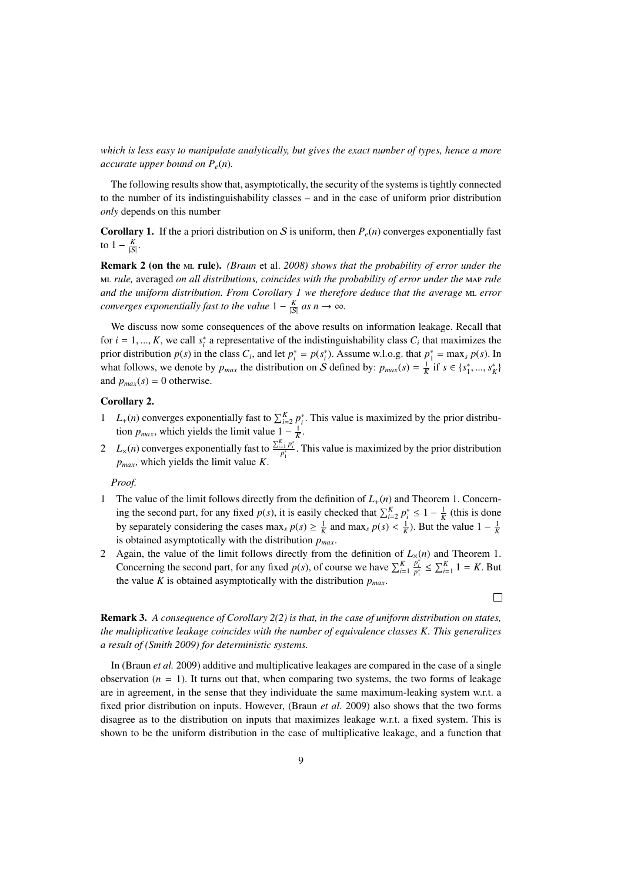*which is less easy to manipulate analytically, but gives the exact number of types, hence a more accurate upper bound on $P_e(n)$.*

The following results show that, asymptotically, the security of the systems is tightly connected to the number of its indistinguishability classes – and in the case of uniform prior distribution *only* depends on this number

**Corollary 1.** If the a priori distribution on $\mathcal{S}$ is uniform, then $P_e(n)$ converges exponentially fast to $1 - \frac{K}{|\mathcal{S}|}$.

**Remark 2 (on the ML rule).** *(Braun* et al. *2008) shows that the probability of error under the* ML *rule,* averaged *on all distributions, coincides with the probability of error under the* MAP *rule and the uniform distribution. From Corollary 1 we therefore deduce that the average* ML *error converges exponentially fast to the value $1 - \frac{K}{|\mathcal{S}|}$ as $n \to \infty$.*

We discuss now some consequences of the above results on information leakage. Recall that for $i = 1, ..., K$, we call $s_i^*$ a representative of the indistinguishability class $C_i$ that maximizes the prior distribution $p(s)$ in the class $C_i$, and let $p_i^* = p(s_i^*)$. Assume w.l.o.g. that $p_1^* = \max_s p(s)$. In what follows, we denote by $p_{max}$ the distribution on $\mathcal{S}$ defined by: $p_{max}(s) = \frac{1}{K}$ if $s \in \{s_1^*, ..., s_K^*\}$ and $p_{max}(s) = 0$ otherwise.

**Corollary 2.**

1. $L_+(n)$ converges exponentially fast to $\sum_{i=2}^{K} p_i^*$. This value is maximized by the prior distribution $p_{max}$, which yields the limit value $1 - \frac{1}{K}$.
2. $L_\times(n)$ converges exponentially fast to $\frac{\sum_{i=1}^{K} p_i^*}{p_1^*}$. This value is maximized by the prior distribution $p_{max}$, which yields the limit value $K$.

*Proof.*

1. The value of the limit follows directly from the definition of $L_+(n)$ and Theorem 1. Concerning the second part, for any fixed $p(s)$, it is easily checked that $\sum_{i=2}^{K} p_i^* \leq 1 - \frac{1}{K}$ (this is done by separately considering the cases $\max_s p(s) \geq \frac{1}{K}$ and $\max_s p(s) < \frac{1}{K}$). But the value $1 - \frac{1}{K}$ is obtained asymptotically with the distribution $p_{max}$.
2. Again, the value of the limit follows directly from the definition of $L_\times(n)$ and Theorem 1. Concerning the second part, for any fixed $p(s)$, of course we have $\sum_{i=1}^{K} \frac{p_i^*}{p_1^*} \leq \sum_{i=1}^{K} 1 = K$. But the value $K$ is obtained asymptotically with the distribution $p_{max}$.

□

**Remark 3.** *A consequence of Corollary 2(2) is that, in the case of uniform distribution on states, the multiplicative leakage coincides with the number of equivalence classes $K$. This generalizes a result of (Smith 2009) for deterministic systems.*

In (Braun *et al.* 2009) additive and multiplicative leakages are compared in the case of a single observation ($n = 1$). It turns out that, when comparing two systems, the two forms of leakage are in agreement, in the sense that they individuate the same maximum-leaking system w.r.t. a fixed prior distribution on inputs. However, (Braun *et al.* 2009) also shows that the two forms disagree as to the distribution on inputs that maximizes leakage w.r.t. a fixed system. This is shown to be the uniform distribution in the case of multiplicative leakage, and a function that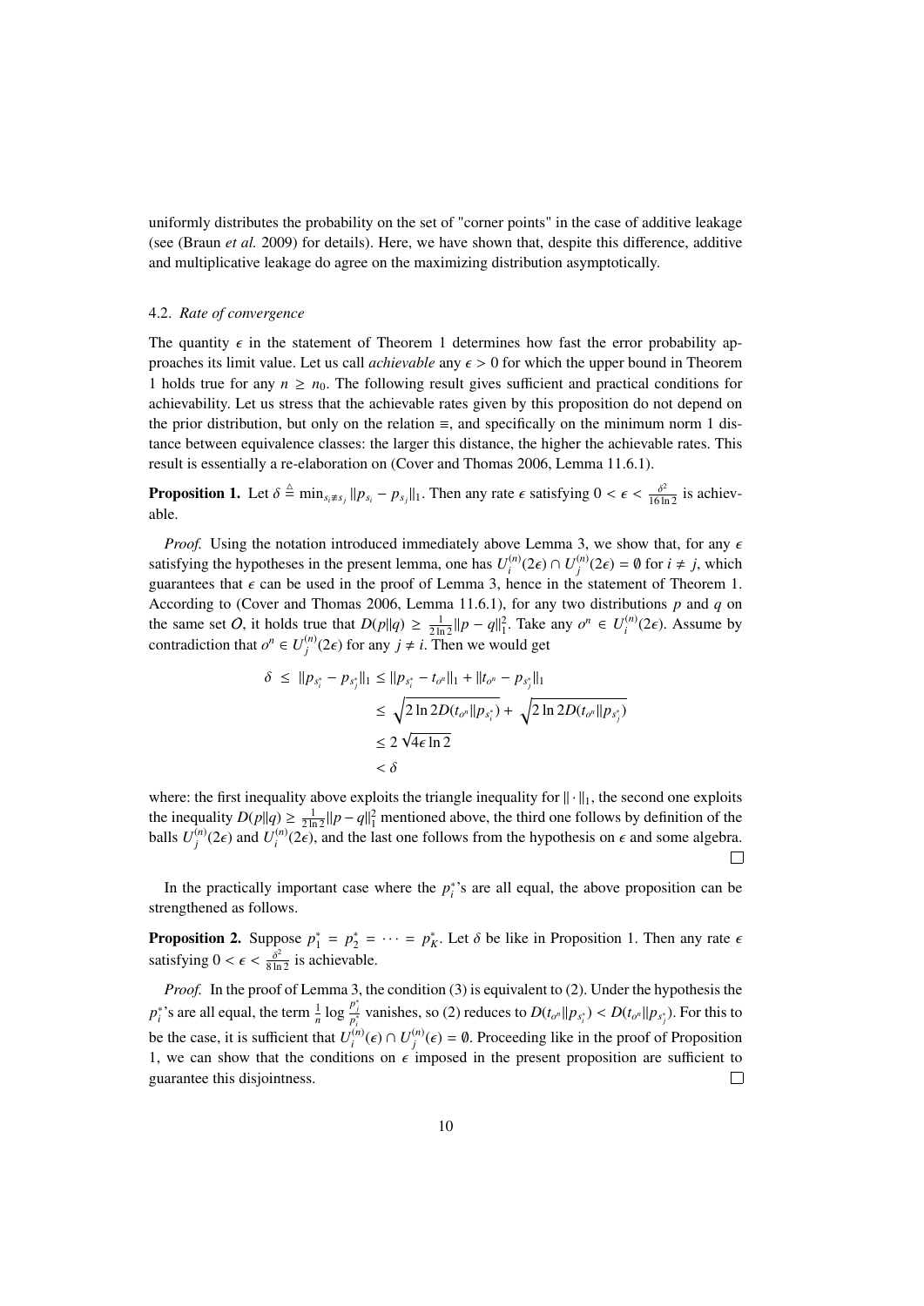uniformly distributes the probability on the set of "corner points" in the case of additive leakage (see (Braun *et al.* 2009) for details). Here, we have shown that, despite this difference, additive and multiplicative leakage do agree on the maximizing distribution asymptotically.

### 4.2. *Rate of convergence*

The quantity $\epsilon$ in the statement of Theorem 1 determines how fast the error probability approaches its limit value. Let us call *achievable* any $\epsilon > 0$ for which the upper bound in Theorem 1 holds true for any $n \geq n_0$. The following result gives sufficient and practical conditions for achievability. Let us stress that the achievable rates given by this proposition do not depend on the prior distribution, but only on the relation $\equiv$, and specifically on the minimum norm 1 distance between equivalence classes: the larger this distance, the higher the achievable rates. This result is essentially a re-elaboration on (Cover and Thomas 2006, Lemma 11.6.1).

**Proposition 1.** Let $\delta \triangleq \min_{s_i \not\equiv s_j} \|p_{s_i} - p_{s_j}\|_1$. Then any rate $\epsilon$ satisfying $0 < \epsilon < \frac{\delta^2}{16 \ln 2}$ is achievable.

*Proof.* Using the notation introduced immediately above Lemma 3, we show that, for any $\epsilon$ satisfying the hypotheses in the present lemma, one has $U_i^{(n)}(2\epsilon) \cap U_j^{(n)}(2\epsilon) = \emptyset$ for $i \neq j$, which guarantees that $\epsilon$ can be used in the proof of Lemma 3, hence in the statement of Theorem 1. According to (Cover and Thomas 2006, Lemma 11.6.1), for any two distributions $p$ and $q$ on the same set $O$, it holds true that $D(p\|q) \geq \frac{1}{2\ln 2}\|p - q\|_1^2$. Take any $o^n \in U_i^{(n)}(2\epsilon)$. Assume by contradiction that $o^n \in U_j^{(n)}(2\epsilon)$ for any $j \neq i$. Then we would get

$$
\begin{aligned}
\delta \;\leq\; \|p_{s_i^*} - p_{s_j^*}\|_1 &\leq \|p_{s_i^*} - t_{o^n}\|_1 + \|t_{o^n} - p_{s_j^*}\|_1 \\
&\leq \sqrt{2\ln 2 D(t_{o^n}\|p_{s_i^*})} + \sqrt{2\ln 2 D(t_{o^n}\|p_{s_j^*})} \\
&\leq 2\sqrt{4\epsilon \ln 2} \\
&< \delta
\end{aligned}
$$

where: the first inequality above exploits the triangle inequality for $\|\cdot\|_1$, the second one exploits the inequality $D(p\|q) \geq \frac{1}{2\ln 2}\|p - q\|_1^2$ mentioned above, the third one follows by definition of the balls $U_j^{(n)}(2\epsilon)$ and $U_i^{(n)}(2\epsilon)$, and the last one follows from the hypothesis on $\epsilon$ and some algebra. □

In the practically important case where the $p_i^*$'s are all equal, the above proposition can be strengthened as follows.

**Proposition 2.** Suppose $p_1^* = p_2^* = \cdots = p_K^*$. Let $\delta$ be like in Proposition 1. Then any rate $\epsilon$ satisfying $0 < \epsilon < \frac{\delta^2}{8\ln 2}$ is achievable.

*Proof.* In the proof of Lemma 3, the condition (3) is equivalent to (2). Under the hypothesis the $p_i^*$'s are all equal, the term $\frac{1}{n}\log\frac{p_j^*}{p_i^*}$ vanishes, so (2) reduces to $D(t_{o^n}\|p_{s_i^*}) < D(t_{o^n}\|p_{s_j^*})$. For this to be the case, it is sufficient that $U_i^{(n)}(\epsilon) \cap U_j^{(n)}(\epsilon) = \emptyset$. Proceeding like in the proof of Proposition 1, we can show that the conditions on $\epsilon$ imposed in the present proposition are sufficient to guarantee this disjointness. □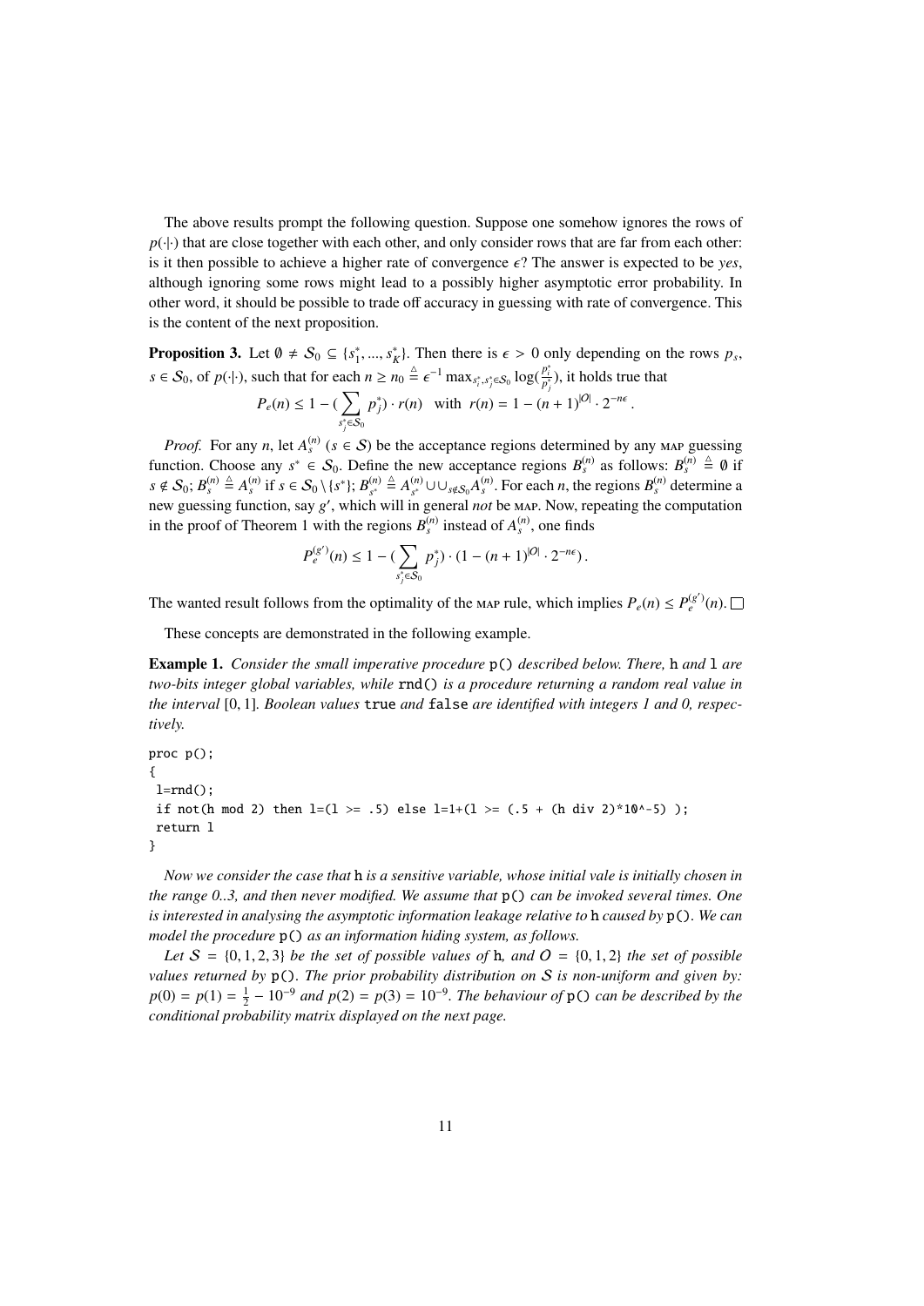The above results prompt the following question. Suppose one somehow ignores the rows of $p(\cdot|\cdot)$ that are close together with each other, and only consider rows that are far from each other: is it then possible to achieve a higher rate of convergence $\epsilon$? The answer is expected to be *yes*, although ignoring some rows might lead to a possibly higher asymptotic error probability. In other word, it should be possible to trade off accuracy in guessing with rate of convergence. This is the content of the next proposition.

**Proposition 3.** Let $\emptyset \neq \mathcal{S}_0 \subseteq \{s_1^*, ..., s_K^*\}$. Then there is $\epsilon > 0$ only depending on the rows $p_s$, $s \in \mathcal{S}_0$, of $p(\cdot|\cdot)$, such that for each $n \geq n_0 \stackrel{\triangle}{=} \epsilon^{-1} \max_{s_i^*, s_j^* \in \mathcal{S}_0} \log(\frac{p_i^*}{p_j^*})$, it holds true that

$$P_e(n) \leq 1 - (\sum_{s_j^* \in \mathcal{S}_0} p_j^*) \cdot r(n) \quad \text{with} \quad r(n) = 1 - (n+1)^{|\mathcal{O}|} \cdot 2^{-n\epsilon}\,.$$

*Proof.* For any $n$, let $A_s^{(n)}$ ($s \in \mathcal{S}$) be the acceptance regions determined by any MAP guessing function. Choose any $s^* \in \mathcal{S}_0$. Define the new acceptance regions $B_s^{(n)}$ as follows: $B_s^{(n)} \stackrel{\triangle}{=} \emptyset$ if $s \notin \mathcal{S}_0$; $B_s^{(n)} \stackrel{\triangle}{=} A_s^{(n)}$ if $s \in \mathcal{S}_0 \setminus \{s^*\}$; $B_{s^*}^{(n)} \stackrel{\triangle}{=} A_{s^*}^{(n)} \cup \cup_{s \notin \mathcal{S}_0} A_s^{(n)}$. For each $n$, the regions $B_s^{(n)}$ determine a new guessing function, say $g'$, which will in general *not* be MAP. Now, repeating the computation in the proof of Theorem 1 with the regions $B_s^{(n)}$ instead of $A_s^{(n)}$, one finds

$$P_e^{(g')}(n) \leq 1 - (\sum_{s_j^* \in \mathcal{S}_0} p_j^*) \cdot (1 - (n+1)^{|\mathcal{O}|} \cdot 2^{-n\epsilon})\,.$$

The wanted result follows from the optimality of the MAP rule, which implies $P_e(n) \leq P_e^{(g')}(n)$. □

These concepts are demonstrated in the following example.

**Example 1.** *Consider the small imperative procedure* `p()` *described below. There,* `h` *and* `l` *are two-bits integer global variables, while* `rnd()` *is a procedure returning a random real value in the interval* $[0, 1]$*. Boolean values* `true` *and* `false` *are identified with integers 1 and 0, respectively.*

```
proc p();
{
 l=rnd();
 if not(h mod 2) then l=(l >= .5) else l=1+(l >= (.5 + (h div 2)*10^-5) );
 return l
}
```

*Now we consider the case that* `h` *is a sensitive variable, whose initial vale is initially chosen in the range 0..3, and then never modified. We assume that* `p()` *can be invoked several times. One is interested in analysing the asymptotic information leakage relative to* `h` *caused by* `p()`*. We can model the procedure* `p()` *as an information hiding system, as follows.*

*Let* $\mathcal{S} = \{0, 1, 2, 3\}$ *be the set of possible values of* `h`*, and* $\mathcal{O} = \{0, 1, 2\}$ *the set of possible values returned by* `p()`*. The prior probability distribution on* $\mathcal{S}$ *is non-uniform and given by:* $p(0) = p(1) = \frac{1}{2} - 10^{-9}$ *and* $p(2) = p(3) = 10^{-9}$*. The behaviour of* `p()` *can be described by the conditional probability matrix displayed on the next page.*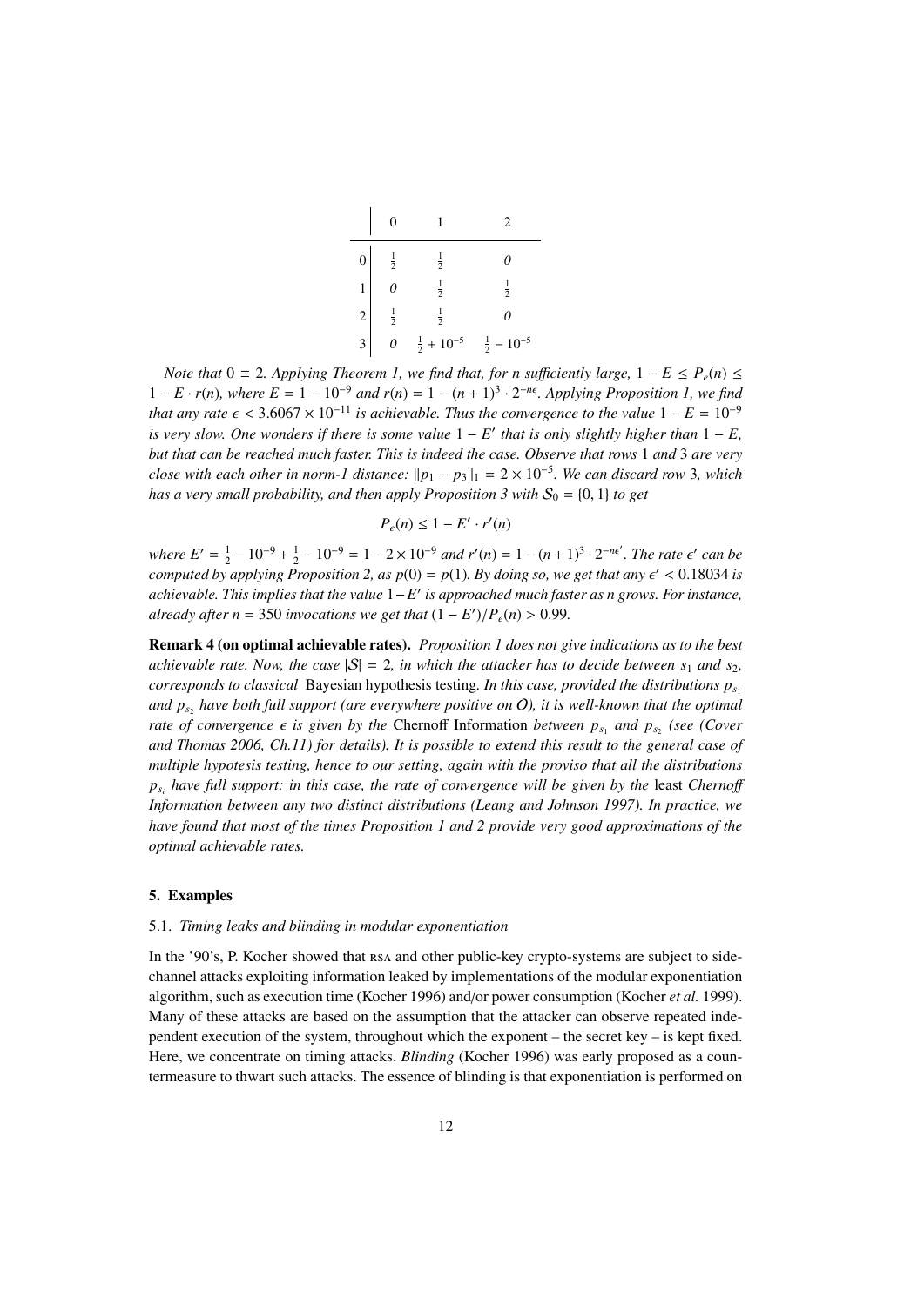| | 0 | 1 | 2 |
|---|---|---|---|
| 0 | $\frac{1}{2}$ | $\frac{1}{2}$ | *0* |
| 1 | *0* | $\frac{1}{2}$ | $\frac{1}{2}$ |
| 2 | $\frac{1}{2}$ | $\frac{1}{2}$ | *0* |
| 3 | *0* | $\frac{1}{2} + 10^{-5}$ | $\frac{1}{2} - 10^{-5}$ |

*Note that* $0 \equiv 2$. *Applying Theorem 1, we find that, for n sufficiently large,* $1 - E \leq P_e(n) \leq 1 - E \cdot r(n)$, *where* $E = 1 - 10^{-9}$ *and* $r(n) = 1 - (n+1)^3 \cdot 2^{-n\epsilon}$. *Applying Proposition 1, we find that any rate* $\epsilon < 3.6067 \times 10^{-11}$ *is achievable. Thus the convergence to the value* $1 - E = 10^{-9}$ *is very slow. One wonders if there is some value* $1 - E'$ *that is only slightly higher than* $1 - E$, *but that can be reached much faster. This is indeed the case. Observe that rows* 1 *and* 3 *are very close with each other in norm-1 distance:* $\|p_1 - p_3\|_1 = 2 \times 10^{-5}$. *We can discard row* 3, *which has a very small probability, and then apply Proposition 3 with* $\mathcal{S}_0 = \{0, 1\}$ *to get*

$$P_e(n) \leq 1 - E' \cdot r'(n)$$

*where* $E' = \frac{1}{2} - 10^{-9} + \frac{1}{2} - 10^{-9} = 1 - 2 \times 10^{-9}$ *and* $r'(n) = 1 - (n+1)^3 \cdot 2^{-n\epsilon'}$. *The rate* $\epsilon'$ *can be computed by applying Proposition 2, as* $p(0) = p(1)$. *By doing so, we get that any* $\epsilon' < 0.18034$ *is achievable. This implies that the value* $1 - E'$ *is approached much faster as n grows. For instance, already after* $n = 350$ *invocations we get that* $(1 - E')/P_e(n) > 0.99$.

**Remark 4 (on optimal achievable rates).** *Proposition 1 does not give indications as to the best achievable rate. Now, the case* $|\mathcal{S}| = 2$, *in which the attacker has to decide between* $s_1$ *and* $s_2$, *corresponds to classical* Bayesian hypothesis testing. *In this case, provided the distributions* $p_{s_1}$ *and* $p_{s_2}$ *have both full support (are everywhere positive on* $\mathcal{O}$*), it is well-known that the optimal rate of convergence* $\epsilon$ *is given by the* Chernoff Information *between* $p_{s_1}$ *and* $p_{s_2}$ *(see (Cover and Thomas 2006, Ch.11) for details). It is possible to extend this result to the general case of multiple hypotesis testing, hence to our setting, again with the proviso that all the distributions* $p_{s_i}$ *have full support: in this case, the rate of convergence will be given by the* least *Chernoff Information between any two distinct distributions (Leang and Johnson 1997). In practice, we have found that most of the times Proposition 1 and 2 provide very good approximations of the optimal achievable rates.*

## 5. Examples

### 5.1. *Timing leaks and blinding in modular exponentiation*

In the '90's, P. Kocher showed that RSA and other public-key crypto-systems are subject to side-channel attacks exploiting information leaked by implementations of the modular exponentiation algorithm, such as execution time (Kocher 1996) and/or power consumption (Kocher *et al.* 1999). Many of these attacks are based on the assumption that the attacker can observe repeated independent execution of the system, throughout which the exponent – the secret key – is kept fixed. Here, we concentrate on timing attacks. *Blinding* (Kocher 1996) was early proposed as a countermeasure to thwart such attacks. The essence of blinding is that exponentiation is performed on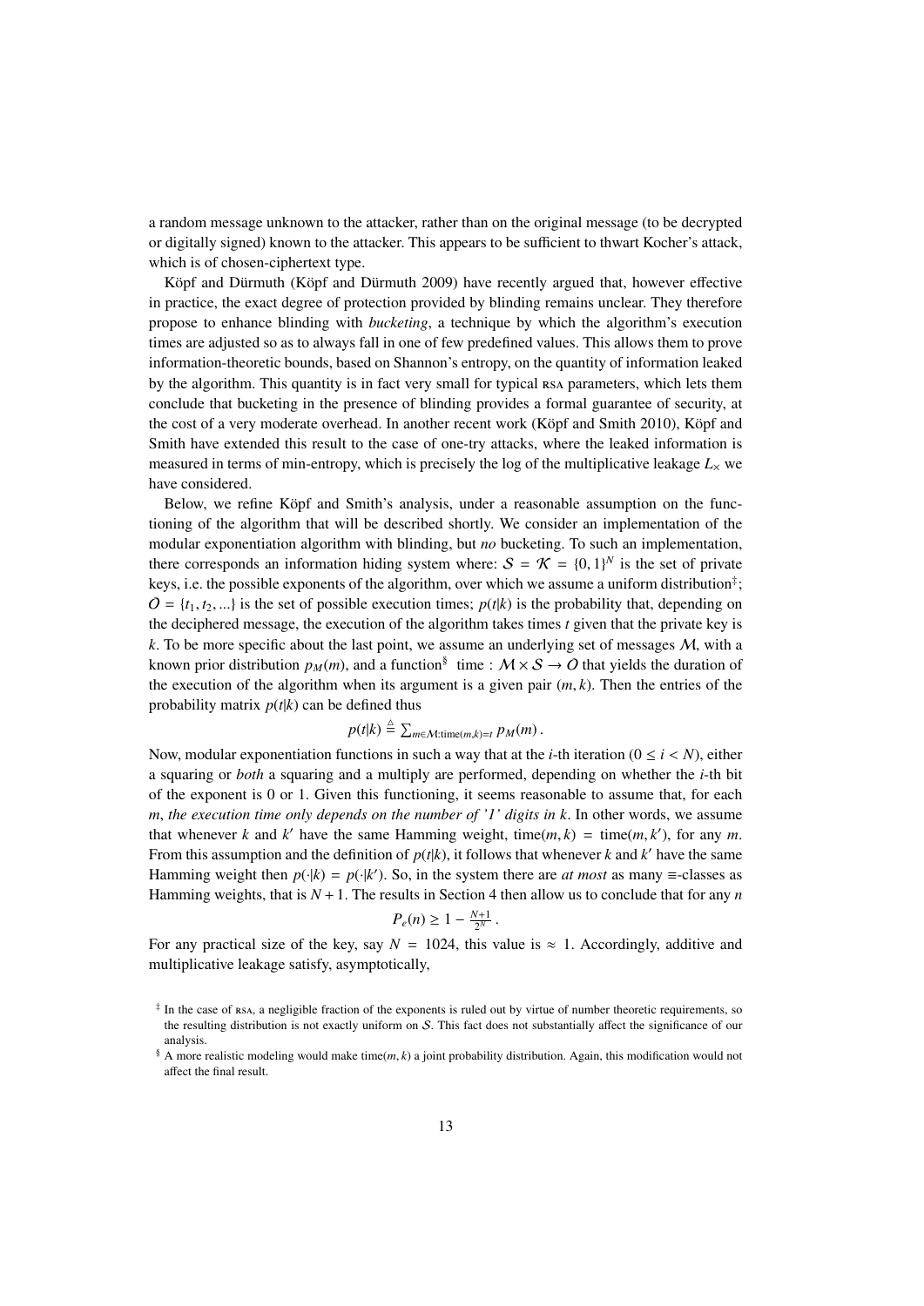a random message unknown to the attacker, rather than on the original message (to be decrypted or digitally signed) known to the attacker. This appears to be sufficient to thwart Kocher's attack, which is of chosen-ciphertext type.

Köpf and Dürmuth (Köpf and Dürmuth 2009) have recently argued that, however effective in practice, the exact degree of protection provided by blinding remains unclear. They therefore propose to enhance blinding with *bucketing*, a technique by which the algorithm's execution times are adjusted so as to always fall in one of few predefined values. This allows them to prove information-theoretic bounds, based on Shannon's entropy, on the quantity of information leaked by the algorithm. This quantity is in fact very small for typical RSA parameters, which lets them conclude that bucketing in the presence of blinding provides a formal guarantee of security, at the cost of a very moderate overhead. In another recent work (Köpf and Smith 2010), Köpf and Smith have extended this result to the case of one-try attacks, where the leaked information is measured in terms of min-entropy, which is precisely the log of the multiplicative leakage $L_\times$ we have considered.

Below, we refine Köpf and Smith's analysis, under a reasonable assumption on the functioning of the algorithm that will be described shortly. We consider an implementation of the modular exponentiation algorithm with blinding, but *no* bucketing. To such an implementation, there corresponds an information hiding system where: $\mathcal{S} = \mathcal{K} = \{0, 1\}^N$ is the set of private keys, i.e. the possible exponents of the algorithm, over which we assume a uniform distribution[‡]; $\mathcal{O} = \{t_1, t_2, ...\}$ is the set of possible execution times; $p(t|k)$ is the probability that, depending on the deciphered message, the execution of the algorithm takes times $t$ given that the private key is $k$. To be more specific about the last point, we assume an underlying set of messages $\mathcal{M}$, with a known prior distribution $p_M(m)$, and a function[§] time : $\mathcal{M} \times \mathcal{S} \to \mathcal{O}$ that yields the duration of the execution of the algorithm when its argument is a given pair $(m, k)$. Then the entries of the probability matrix $p(t|k)$ can be defined thus

$$p(t|k) \triangleq \sum_{m \in \mathcal{M}:\text{time}(m,k)=t} p_M(m)\,.$$

Now, modular exponentiation functions in such a way that at the $i$-th iteration ($0 \leq i < N$), either a squaring or *both* a squaring and a multiply are performed, depending on whether the $i$-th bit of the exponent is 0 or 1. Given this functioning, it seems reasonable to assume that, for each $m$, *the execution time only depends on the number of '1' digits in* $k$. In other words, we assume that whenever $k$ and $k'$ have the same Hamming weight, $\text{time}(m, k) = \text{time}(m, k')$, for any $m$. From this assumption and the definition of $p(t|k)$, it follows that whenever $k$ and $k'$ have the same Hamming weight then $p(\cdot|k) = p(\cdot|k')$. So, in the system there are *at most* as many $\equiv$-classes as Hamming weights, that is $N + 1$. The results in Section 4 then allow us to conclude that for any $n$

$$P_e(n) \geq 1 - \frac{N+1}{2^N}\,.$$

For any practical size of the key, say $N = 1024$, this value is $\approx 1$. Accordingly, additive and multiplicative leakage satisfy, asymptotically,

[‡] In the case of RSA, a negligible fraction of the exponents is ruled out by virtue of number theoretic requirements, so the resulting distribution is not exactly uniform on $\mathcal{S}$. This fact does not substantially affect the significance of our analysis.

[§] A more realistic modeling would make $\text{time}(m, k)$ a joint probability distribution. Again, this modification would not affect the final result.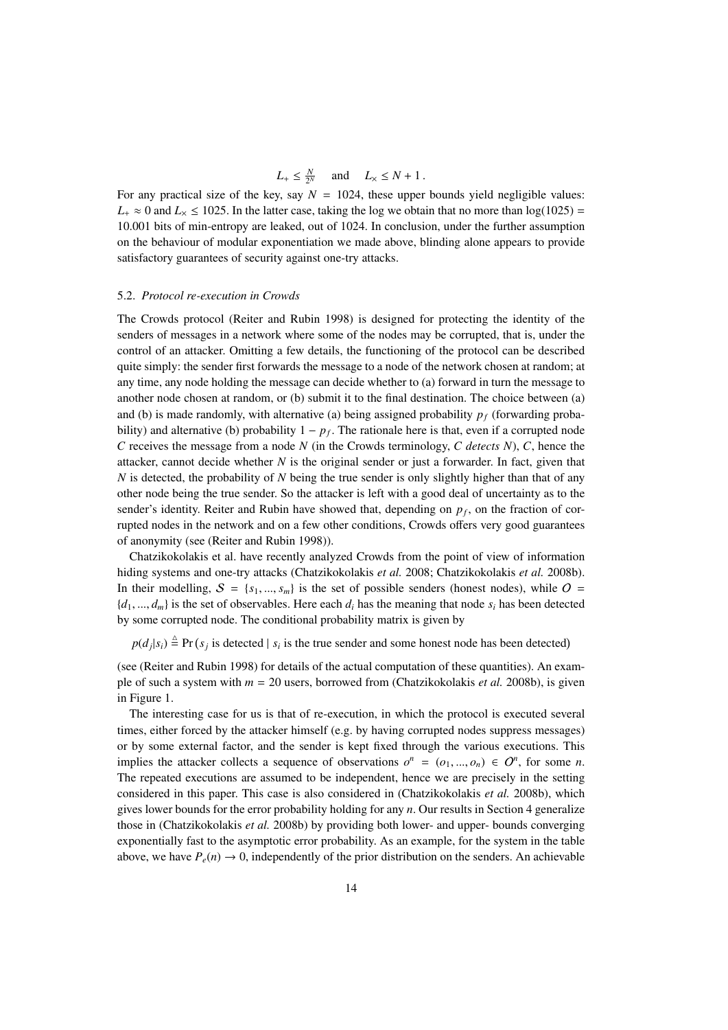$$L_+ \le \frac{N}{2^N} \quad \text{and} \quad L_\times \le N + 1\,.$$

For any practical size of the key, say $N = 1024$, these upper bounds yield negligible values: $L_+ \approx 0$ and $L_\times \le 1025$. In the latter case, taking the log we obtain that no more than $\log(1025) = 10.001$ bits of min-entropy are leaked, out of 1024. In conclusion, under the further assumption on the behaviour of modular exponentiation we made above, blinding alone appears to provide satisfactory guarantees of security against one-try attacks.

### 5.2. *Protocol re-execution in Crowds*

The Crowds protocol (Reiter and Rubin 1998) is designed for protecting the identity of the senders of messages in a network where some of the nodes may be corrupted, that is, under the control of an attacker. Omitting a few details, the functioning of the protocol can be described quite simply: the sender first forwards the message to a node of the network chosen at random; at any time, any node holding the message can decide whether to (a) forward in turn the message to another node chosen at random, or (b) submit it to the final destination. The choice between (a) and (b) is made randomly, with alternative (a) being assigned probability $p_f$ (forwarding probability) and alternative (b) probability $1 - p_f$. The rationale here is that, even if a corrupted node $C$ receives the message from a node $N$ (in the Crowds terminology, *$C$ detects $N$*), $C$, hence the attacker, cannot decide whether $N$ is the original sender or just a forwarder. In fact, given that $N$ is detected, the probability of $N$ being the true sender is only slightly higher than that of any other node being the true sender. So the attacker is left with a good deal of uncertainty as to the sender's identity. Reiter and Rubin have showed that, depending on $p_f$, on the fraction of corrupted nodes in the network and on a few other conditions, Crowds offers very good guarantees of anonymity (see (Reiter and Rubin 1998)).

Chatzikokolakis et al. have recently analyzed Crowds from the point of view of information hiding systems and one-try attacks (Chatzikokolakis *et al.* 2008; Chatzikokolakis *et al.* 2008b). In their modelling, $\mathcal{S} = \{s_1, ..., s_m\}$ is the set of possible senders (honest nodes), while $\mathcal{O} = \{d_1, ..., d_m\}$ is the set of observables. Here each $d_i$ has the meaning that node $s_i$ has been detected by some corrupted node. The conditional probability matrix is given by

$$p(d_j|s_i) \stackrel{\triangle}{=} \Pr(s_j \text{ is detected} \mid s_i \text{ is the true sender and some honest node has been detected})$$

(see (Reiter and Rubin 1998) for details of the actual computation of these quantities). An example of such a system with $m = 20$ users, borrowed from (Chatzikokolakis *et al.* 2008b), is given in Figure 1.

The interesting case for us is that of re-execution, in which the protocol is executed several times, either forced by the attacker himself (e.g. by having corrupted nodes suppress messages) or by some external factor, and the sender is kept fixed through the various executions. This implies the attacker collects a sequence of observations $o^n = (o_1, ..., o_n) \in \mathcal{O}^n$, for some $n$. The repeated executions are assumed to be independent, hence we are precisely in the setting considered in this paper. This case is also considered in (Chatzikokolakis *et al.* 2008b), which gives lower bounds for the error probability holding for any $n$. Our results in Section 4 generalize those in (Chatzikokolakis *et al.* 2008b) by providing both lower- and upper- bounds converging exponentially fast to the asymptotic error probability. As an example, for the system in the table above, we have $P_e(n) \to 0$, independently of the prior distribution on the senders. An achievable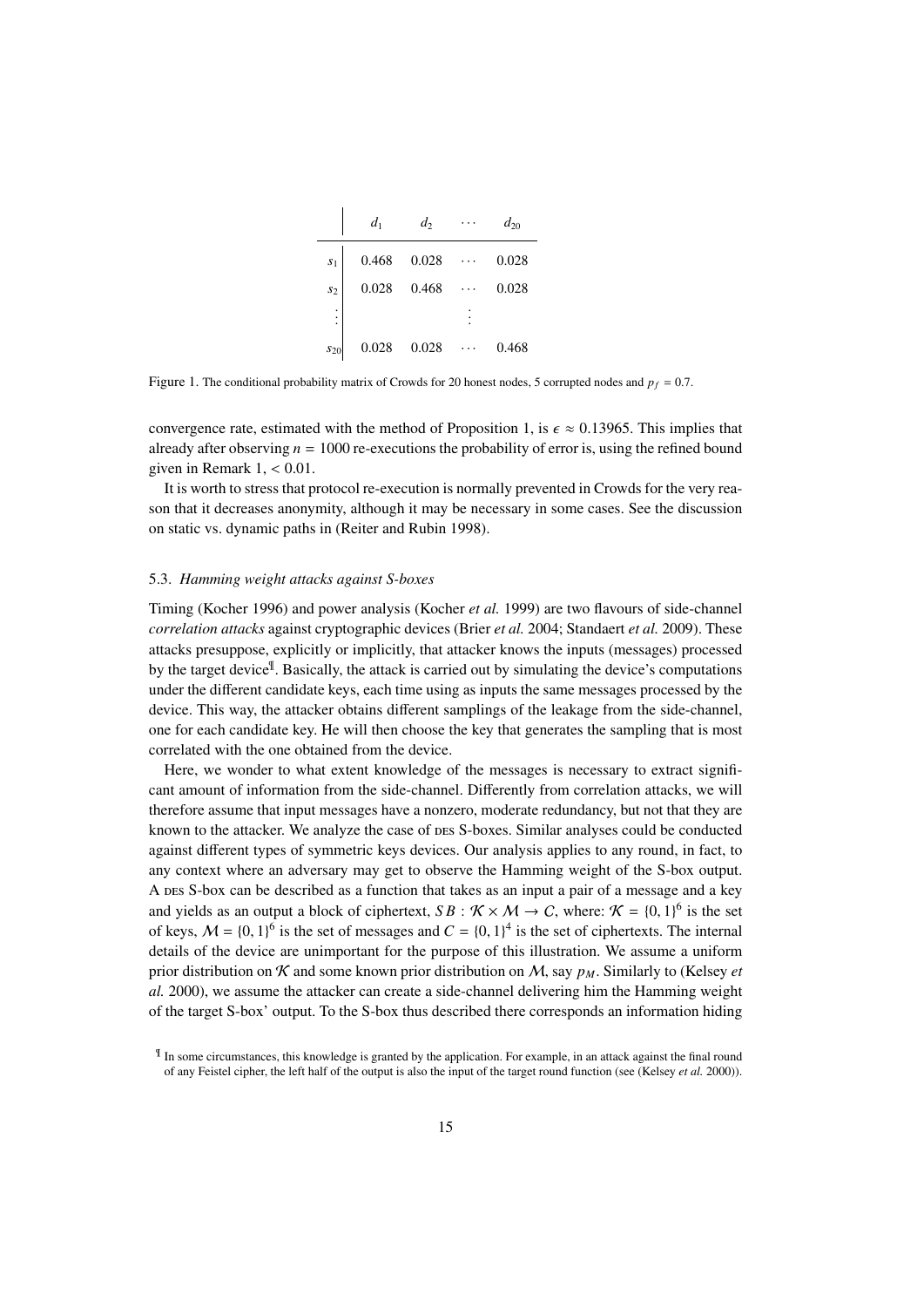| | $d_1$ | $d_2$ | $\cdots$ | $d_{20}$ |
|---|---|---|---|---|
| $s_1$ | 0.468 | 0.028 | $\cdots$ | 0.028 |
| $s_2$ | 0.028 | 0.468 | $\cdots$ | 0.028 |
| $\vdots$ | | | $\vdots$ | |
| $s_{20}$ | 0.028 | 0.028 | $\cdots$ | 0.468 |

Figure 1. The conditional probability matrix of Crowds for 20 honest nodes, 5 corrupted nodes and $p_f = 0.7$.

convergence rate, estimated with the method of Proposition 1, is $\epsilon \approx 0.13965$. This implies that already after observing $n = 1000$ re-executions the probability of error is, using the refined bound given in Remark 1, $< 0.01$.

It is worth to stress that protocol re-execution is normally prevented in Crowds for the very reason that it decreases anonymity, although it may be necessary in some cases. See the discussion on static vs. dynamic paths in (Reiter and Rubin 1998).

### 5.3. *Hamming weight attacks against S-boxes*

Timing (Kocher 1996) and power analysis (Kocher *et al.* 1999) are two flavours of side-channel *correlation attacks* against cryptographic devices (Brier *et al.* 2004; Standaert *et al.* 2009). These attacks presuppose, explicitly or implicitly, that attacker knows the inputs (messages) processed by the target device[¶]. Basically, the attack is carried out by simulating the device's computations under the different candidate keys, each time using as inputs the same messages processed by the device. This way, the attacker obtains different samplings of the leakage from the side-channel, one for each candidate key. He will then choose the key that generates the sampling that is most correlated with the one obtained from the device.

Here, we wonder to what extent knowledge of the messages is necessary to extract significant amount of information from the side-channel. Differently from correlation attacks, we will therefore assume that input messages have a nonzero, moderate redundancy, but not that they are known to the attacker. We analyze the case of DES S-boxes. Similar analyses could be conducted against different types of symmetric keys devices. Our analysis applies to any round, in fact, to any context where an adversary may get to observe the Hamming weight of the S-box output. A DES S-box can be described as a function that takes as an input a pair of a message and a key and yields as an output a block of ciphertext, $SB : \mathcal{K} \times \mathcal{M} \to \mathcal{C}$, where: $\mathcal{K} = \{0, 1\}^6$ is the set of keys, $\mathcal{M} = \{0, 1\}^6$ is the set of messages and $\mathcal{C} = \{0, 1\}^4$ is the set of ciphertexts. The internal details of the device are unimportant for the purpose of this illustration. We assume a uniform prior distribution on $\mathcal{K}$ and some known prior distribution on $\mathcal{M}$, say $p_M$. Similarly to (Kelsey *et al.* 2000), we assume the attacker can create a side-channel delivering him the Hamming weight of the target S-box' output. To the S-box thus described there corresponds an information hiding

[¶] In some circumstances, this knowledge is granted by the application. For example, in an attack against the final round of any Feistel cipher, the left half of the output is also the input of the target round function (see (Kelsey *et al.* 2000)).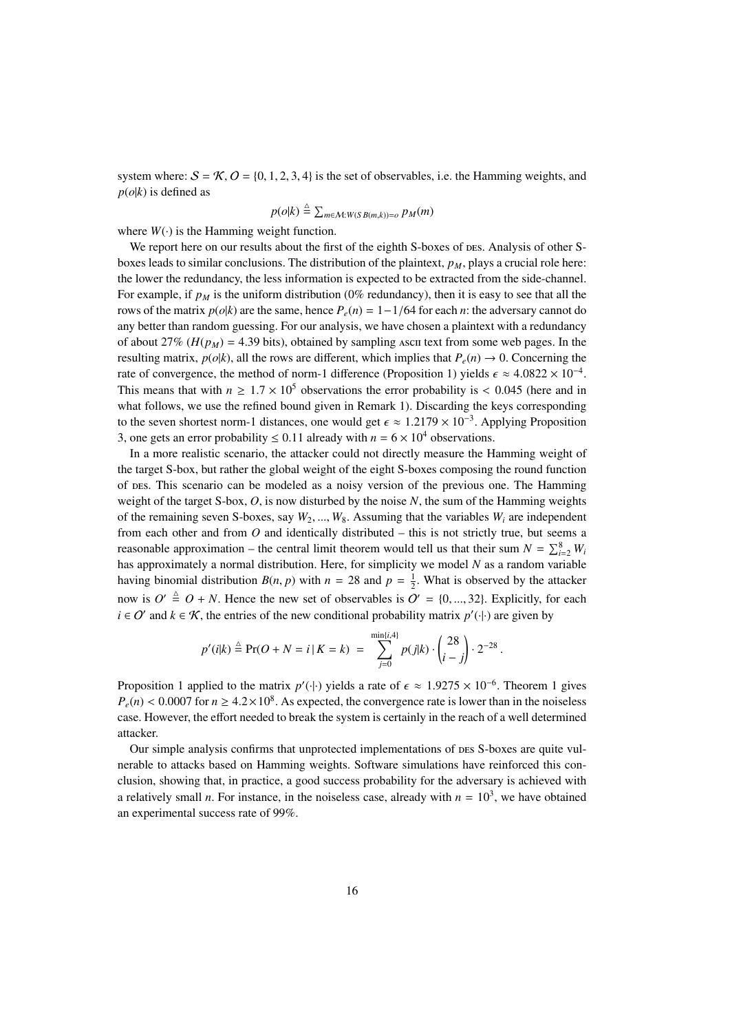system where: $\mathcal{S} = \mathcal{K}$, $\mathcal{O} = \{0, 1, 2, 3, 4\}$ is the set of observables, i.e. the Hamming weights, and $p(o|k)$ is defined as

$$p(o|k) \stackrel{\triangle}{=} \sum_{m \in \mathcal{M}: W(SB(m,k))=o} p_M(m)$$

where $W(\cdot)$ is the Hamming weight function.

We report here on our results about the first of the eighth S-boxes of DES. Analysis of other S-boxes leads to similar conclusions. The distribution of the plaintext, $p_M$, plays a crucial role here: the lower the redundancy, the less information is expected to be extracted from the side-channel. For example, if $p_M$ is the uniform distribution (0% redundancy), then it is easy to see that all the rows of the matrix $p(o|k)$ are the same, hence $P_e(n) = 1 - 1/64$ for each $n$: the adversary cannot do any better than random guessing. For our analysis, we have chosen a plaintext with a redundancy of about 27% ($H(p_M) = 4.39$ bits), obtained by sampling ASCII text from some web pages. In the resulting matrix, $p(o|k)$, all the rows are different, which implies that $P_e(n) \to 0$. Concerning the rate of convergence, the method of norm-1 difference (Proposition 1) yields $\epsilon \approx 4.0822 \times 10^{-4}$. This means that with $n \geq 1.7 \times 10^5$ observations the error probability is $< 0.045$ (here and in what follows, we use the refined bound given in Remark 1). Discarding the keys corresponding to the seven shortest norm-1 distances, one would get $\epsilon \approx 1.2179 \times 10^{-3}$. Applying Proposition 3, one gets an error probability $\leq 0.11$ already with $n = 6 \times 10^4$ observations.

In a more realistic scenario, the attacker could not directly measure the Hamming weight of the target S-box, but rather the global weight of the eight S-boxes composing the round function of DES. This scenario can be modeled as a noisy version of the previous one. The Hamming weight of the target S-box, $O$, is now disturbed by the noise $N$, the sum of the Hamming weights of the remaining seven S-boxes, say $W_2, ..., W_8$. Assuming that the variables $W_i$ are independent from each other and from $O$ and identically distributed – this is not strictly true, but seems a reasonable approximation – the central limit theorem would tell us that their sum $N = \sum_{i=2}^{8} W_i$ has approximately a normal distribution. Here, for simplicity we model $N$ as a random variable having binomial distribution $B(n, p)$ with $n = 28$ and $p = \frac{1}{2}$. What is observed by the attacker now is $O' \stackrel{\triangle}{=} O + N$. Hence the new set of observables is $\mathcal{O}' = \{0, ..., 32\}$. Explicitly, for each $i \in \mathcal{O}'$ and $k \in \mathcal{K}$, the entries of the new conditional probability matrix $p'(\cdot|\cdot)$ are given by

$$p'(i|k) \stackrel{\triangle}{=} \Pr(O + N = i \,|\, K = k) \;=\; \sum_{j=0}^{\min\{i,4\}} p(j|k) \cdot \binom{28}{i-j} \cdot 2^{-28} \,.$$

Proposition 1 applied to the matrix $p'(\cdot|\cdot)$ yields a rate of $\epsilon \approx 1.9275 \times 10^{-6}$. Theorem 1 gives $P_e(n) < 0.0007$ for $n \geq 4.2 \times 10^8$. As expected, the convergence rate is lower than in the noiseless case. However, the effort needed to break the system is certainly in the reach of a well determined attacker.

Our simple analysis confirms that unprotected implementations of DES S-boxes are quite vulnerable to attacks based on Hamming weights. Software simulations have reinforced this conclusion, showing that, in practice, a good success probability for the adversary is achieved with a relatively small $n$. For instance, in the noiseless case, already with $n = 10^3$, we have obtained an experimental success rate of 99%.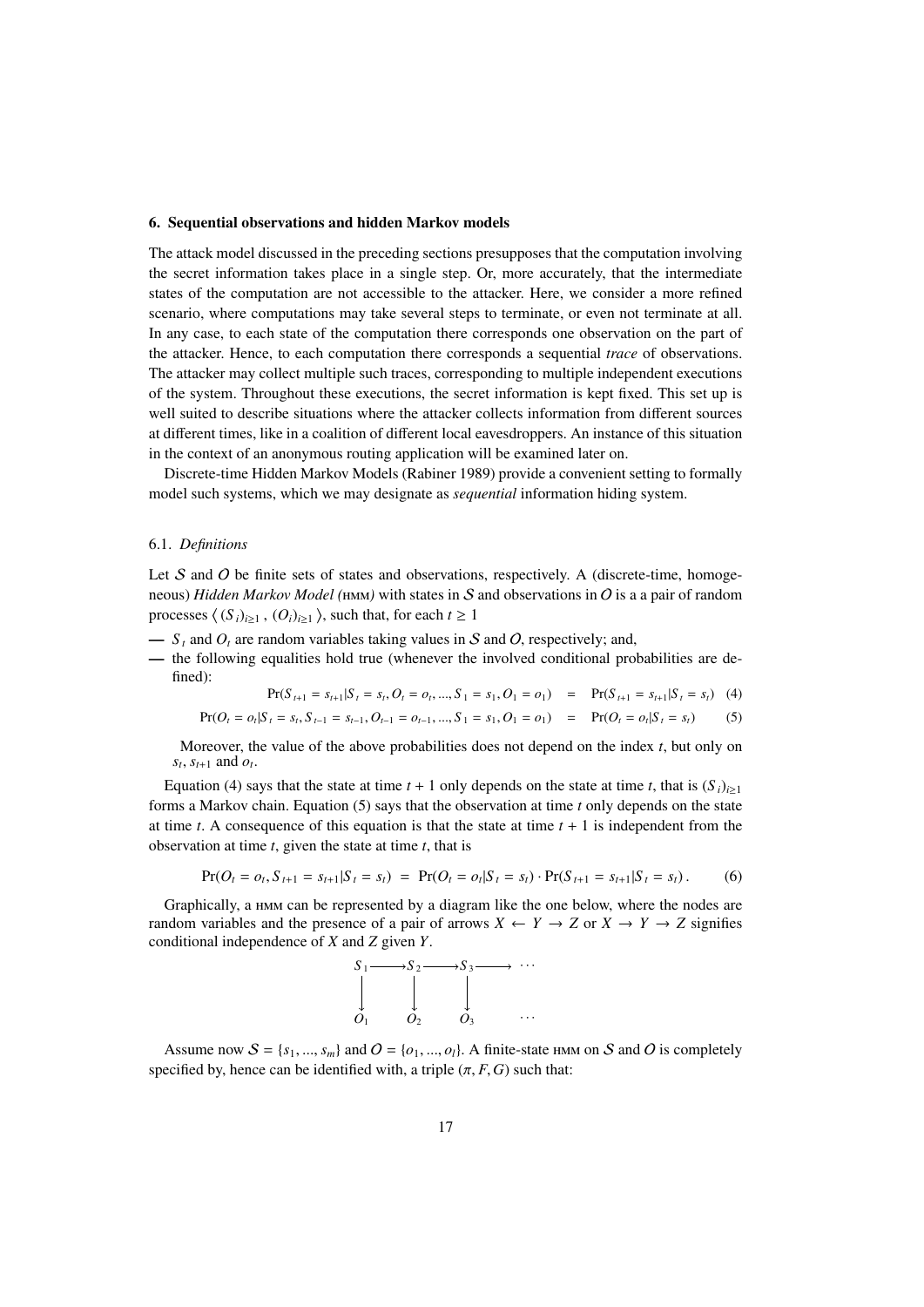## 6. Sequential observations and hidden Markov models

The attack model discussed in the preceding sections presupposes that the computation involving the secret information takes place in a single step. Or, more accurately, that the intermediate states of the computation are not accessible to the attacker. Here, we consider a more refined scenario, where computations may take several steps to terminate, or even not terminate at all. In any case, to each state of the computation there corresponds one observation on the part of the attacker. Hence, to each computation there corresponds a sequential *trace* of observations. The attacker may collect multiple such traces, corresponding to multiple independent executions of the system. Throughout these executions, the secret information is kept fixed. This set up is well suited to describe situations where the attacker collects information from different sources at different times, like in a coalition of different local eavesdroppers. An instance of this situation in the context of an anonymous routing application will be examined later on.

Discrete-time Hidden Markov Models (Rabiner 1989) provide a convenient setting to formally model such systems, which we may designate as *sequential* information hiding system.

### 6.1. *Definitions*

Let $\mathcal{S}$ and $\mathcal{O}$ be finite sets of states and observations, respectively. A (discrete-time, homogeneous) *Hidden Markov Model (*HMM*)* with states in $\mathcal{S}$ and observations in $\mathcal{O}$ is a a pair of random processes $\langle (S_i)_{i\geq 1}, (O_i)_{i\geq 1} \rangle$, such that, for each $t \geq 1$

— $S_t$ and $O_t$ are random variables taking values in $\mathcal{S}$ and $\mathcal{O}$, respectively; and,

— the following equalities hold true (whenever the involved conditional probabilities are defined):

$$\Pr(S_{t+1} = s_{t+1} | S_t = s_t, O_t = o_t, ..., S_1 = s_1, O_1 = o_1) \;=\; \Pr(S_{t+1} = s_{t+1} | S_t = s_t) \quad (4)$$

$$\Pr(O_t = o_t | S_t = s_t, S_{t-1} = s_{t-1}, O_{t-1} = o_{t-1}, ..., S_1 = s_1, O_1 = o_1) \;=\; \Pr(O_t = o_t | S_t = s_t) \quad (5)$$

Moreover, the value of the above probabilities does not depend on the index $t$, but only on $s_t$, $s_{t+1}$ and $o_t$.

Equation (4) says that the state at time $t + 1$ only depends on the state at time $t$, that is $(S_i)_{i\geq 1}$ forms a Markov chain. Equation (5) says that the observation at time $t$ only depends on the state at time $t$. A consequence of this equation is that the state at time $t + 1$ is independent from the observation at time $t$, given the state at time $t$, that is

$$\Pr(O_t = o_t, S_{t+1} = s_{t+1} | S_t = s_t) \;=\; \Pr(O_t = o_t | S_t = s_t) \cdot \Pr(S_{t+1} = s_{t+1} | S_t = s_t)\,. \quad (6)$$

Graphically, a HMM can be represented by a diagram like the one below, where the nodes are random variables and the presence of a pair of arrows $X \leftarrow Y \rightarrow Z$ or $X \rightarrow Y \rightarrow Z$ signifies conditional independence of $X$ and $Z$ given $Y$.

$$\begin{array}{ccccccc} S_1 & \longrightarrow & S_2 & \longrightarrow & S_3 & \longrightarrow & \cdots \\ \downarrow & & \downarrow & & \downarrow & & \\ O_1 & & O_2 & & O_3 & & \cdots \end{array}$$

Assume now $\mathcal{S} = \{s_1, ..., s_m\}$ and $\mathcal{O} = \{o_1, ..., o_l\}$. A finite-state HMM on $\mathcal{S}$ and $\mathcal{O}$ is completely specified by, hence can be identified with, a triple $(\pi, F, G)$ such that: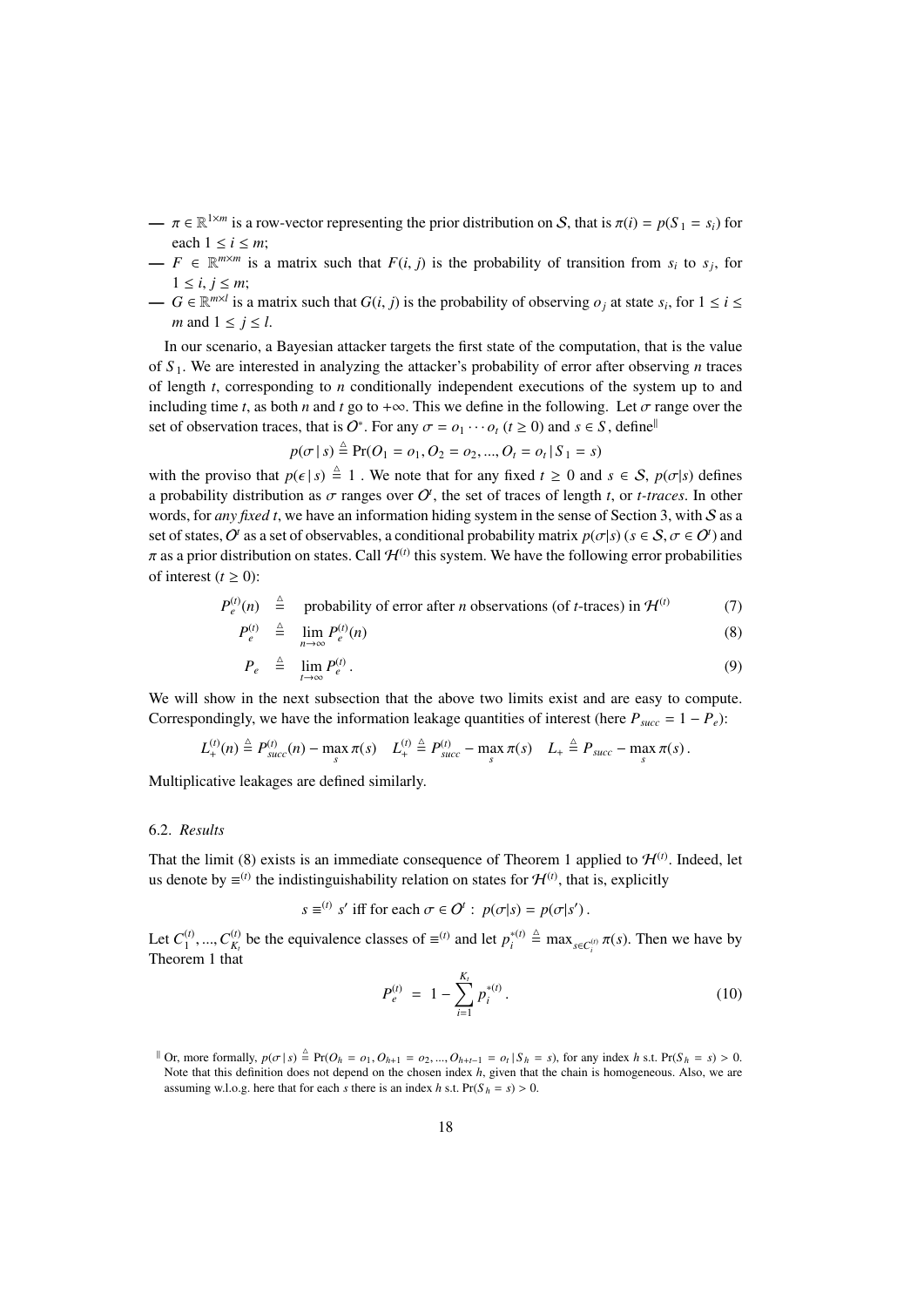- $\pi \in \mathbb{R}^{1\times m}$ is a row-vector representing the prior distribution on $\mathcal{S}$, that is $\pi(i) = p(S_1 = s_i)$ for each $1 \leq i \leq m$;
- $F \in \mathbb{R}^{m\times m}$ is a matrix such that $F(i, j)$ is the probability of transition from $s_i$ to $s_j$, for $1 \leq i, j \leq m$;
- $G \in \mathbb{R}^{m\times l}$ is a matrix such that $G(i, j)$ is the probability of observing $o_j$ at state $s_i$, for $1 \leq i \leq m$ and $1 \leq j \leq l$.

In our scenario, a Bayesian attacker targets the first state of the computation, that is the value of $S_1$. We are interested in analyzing the attacker's probability of error after observing $n$ traces of length $t$, corresponding to $n$ conditionally independent executions of the system up to and including time $t$, as both $n$ and $t$ go to $+\infty$. This we define in the following. Let $\sigma$ range over the set of observation traces, that is $\mathcal{O}^*$. For any $\sigma = o_1 \cdots o_t$ ($t \geq 0$) and $s \in S$, define[‖]

$$p(\sigma \mid s) \triangleq \Pr(O_1 = o_1, O_2 = o_2, ..., O_t = o_t \mid S_1 = s)$$

with the proviso that $p(\epsilon \mid s) \triangleq 1$ . We note that for any fixed $t \geq 0$ and $s \in \mathcal{S}$, $p(\sigma|s)$ defines a probability distribution as $\sigma$ ranges over $\mathcal{O}^t$, the set of traces of length $t$, or *t-traces*. In other words, for *any fixed t*, we have an information hiding system in the sense of Section 3, with $\mathcal{S}$ as a set of states, $\mathcal{O}^t$ as a set of observables, a conditional probability matrix $p(\sigma|s)$ ($s \in \mathcal{S}, \sigma \in \mathcal{O}^t$) and $\pi$ as a prior distribution on states. Call $\mathcal{H}^{(t)}$ this system. We have the following error probabilities of interest ($t \geq 0$):

$$P_e^{(t)}(n) \quad \triangleq \quad \text{probability of error after } n \text{ observations (of } t\text{-traces) in } \mathcal{H}^{(t)} \tag{7}$$

$$P_e^{(t)} \quad \triangleq \quad \lim_{n\to\infty} P_e^{(t)}(n) \tag{8}$$

$$P_e \quad \triangleq \quad \lim_{t\to\infty} P_e^{(t)} . \tag{9}$$

We will show in the next subsection that the above two limits exist and are easy to compute. Correspondingly, we have the information leakage quantities of interest (here $P_{succ} = 1 - P_e$):

$$L_+^{(t)}(n) \triangleq P_{succ}^{(t)}(n) - \max_s \pi(s) \quad L_+^{(t)} \triangleq P_{succ}^{(t)} - \max_s \pi(s) \quad L_+ \triangleq P_{succ} - \max_s \pi(s) .$$

Multiplicative leakages are defined similarly.

### 6.2. *Results*

That the limit (8) exists is an immediate consequence of Theorem 1 applied to $\mathcal{H}^{(t)}$. Indeed, let us denote by $\equiv^{(t)}$ the indistinguishability relation on states for $\mathcal{H}^{(t)}$, that is, explicitly

$$s \equiv^{(t)} s' \text{ iff for each } \sigma \in \mathcal{O}^t : \ p(\sigma|s) = p(\sigma|s') .$$

Let $C_1^{(t)}, ..., C_{K_t}^{(t)}$ be the equivalence classes of $\equiv^{(t)}$ and let $p_i^{*(t)} \triangleq \max_{s\in C_i^{(t)}} \pi(s)$. Then we have by Theorem 1 that

$$P_e^{(t)} \ = \ 1 - \sum_{i=1}^{K_t} p_i^{*(t)} . \tag{10}$$

[‖] Or, more formally, $p(\sigma \mid s) \triangleq \Pr(O_h = o_1, O_{h+1} = o_2, ..., O_{h+t-1} = o_t \mid S_h = s)$, for any index $h$ s.t. $\Pr(S_h = s) > 0$. Note that this definition does not depend on the chosen index $h$, given that the chain is homogeneous. Also, we are assuming w.l.o.g. here that for each $s$ there is an index $h$ s.t. $\Pr(S_h = s) > 0$.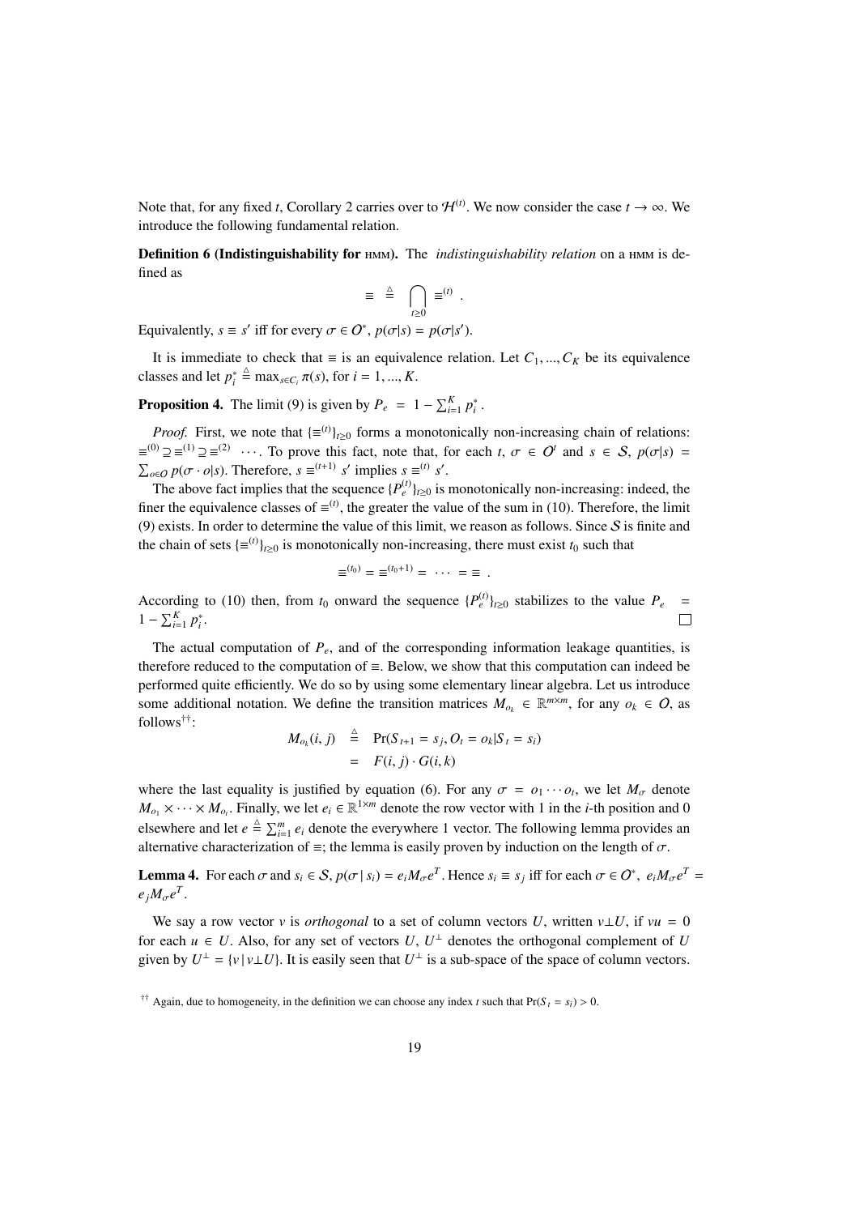Note that, for any fixed $t$, Corollary 2 carries over to $\mathcal{H}^{(t)}$. We now consider the case $t \to \infty$. We introduce the following fundamental relation.

**Definition 6 (Indistinguishability for HMM).** The *indistinguishability relation* on a HMM is defined as

$$\equiv \;\; \stackrel{\triangle}{=} \;\; \bigcap_{t \geq 0} \equiv^{(t)} \; .$$

Equivalently, $s \equiv s'$ iff for every $\sigma \in \mathcal{O}^*$, $p(\sigma|s) = p(\sigma|s')$.

It is immediate to check that $\equiv$ is an equivalence relation. Let $C_1, ..., C_K$ be its equivalence classes and let $p_i^* \stackrel{\triangle}{=} \max_{s \in C_i} \pi(s)$, for $i = 1, ..., K$.

**Proposition 4.** The limit (9) is given by $P_e \;=\; 1 - \sum_{i=1}^{K} p_i^*$.

*Proof.* First, we note that $\{\equiv^{(t)}\}_{t \geq 0}$ forms a monotonically non-increasing chain of relations: $\equiv^{(0)} \supseteq \equiv^{(1)} \supseteq \equiv^{(2)} \;\; \cdots$. To prove this fact, note that, for each $t$, $\sigma \in \mathcal{O}^t$ and $s \in \mathcal{S}$, $p(\sigma|s) = \sum_{o \in \mathcal{O}} p(\sigma \cdot o|s)$. Therefore, $s \equiv^{(t+1)} s'$ implies $s \equiv^{(t)} s'$.

The above fact implies that the sequence $\{P_e^{(t)}\}_{t \geq 0}$ is monotonically non-increasing: indeed, the finer the equivalence classes of $\equiv^{(t)}$, the greater the value of the sum in (10). Therefore, the limit (9) exists. In order to determine the value of this limit, we reason as follows. Since $\mathcal{S}$ is finite and the chain of sets $\{\equiv^{(t)}\}_{t \geq 0}$ is monotonically non-increasing, there must exist $t_0$ such that

$$\equiv^{(t_0)} = \equiv^{(t_0+1)} = \;\cdots\; = \equiv \; .$$

According to (10) then, from $t_0$ onward the sequence $\{P_e^{(t)}\}_{t \geq 0}$ stabilizes to the value $P_e \;=\; 1 - \sum_{i=1}^{K} p_i^*$. $\square$

The actual computation of $P_e$, and of the corresponding information leakage quantities, is therefore reduced to the computation of $\equiv$. Below, we show that this computation can indeed be performed quite efficiently. We do so by using some elementary linear algebra. Let us introduce some additional notation. We define the transition matrices $M_{o_k} \in \mathbb{R}^{m \times m}$, for any $o_k \in \mathcal{O}$, as follows[††]:

$$\begin{aligned} M_{o_k}(i,j) &\stackrel{\triangle}{=} \Pr(S_{t+1} = s_j, O_t = o_k | S_t = s_i) \\ &= F(i,j) \cdot G(i,k) \end{aligned}$$

where the last equality is justified by equation (6). For any $\sigma = o_1 \cdots o_t$, we let $M_\sigma$ denote $M_{o_1} \times \cdots \times M_{o_t}$. Finally, we let $e_i \in \mathbb{R}^{1 \times m}$ denote the row vector with 1 in the $i$-th position and 0 elsewhere and let $e \stackrel{\triangle}{=} \sum_{i=1}^{m} e_i$ denote the everywhere 1 vector. The following lemma provides an alternative characterization of $\equiv$; the lemma is easily proven by induction on the length of $\sigma$.

**Lemma 4.** For each $\sigma$ and $s_i \in \mathcal{S}$, $p(\sigma \mid s_i) = e_i M_\sigma e^T$. Hence $s_i \equiv s_j$ iff for each $\sigma \in \mathcal{O}^*$, $e_i M_\sigma e^T = e_j M_\sigma e^T$.

We say a row vector $v$ is *orthogonal* to a set of column vectors $U$, written $v \perp U$, if $vu = 0$ for each $u \in U$. Also, for any set of vectors $U$, $U^\perp$ denotes the orthogonal complement of $U$ given by $U^\perp = \{v \mid v \perp U\}$. It is easily seen that $U^\perp$ is a sub-space of the space of column vectors.

[††] Again, due to homogeneity, in the definition we can choose any index $t$ such that $\Pr(S_t = s_i) > 0$.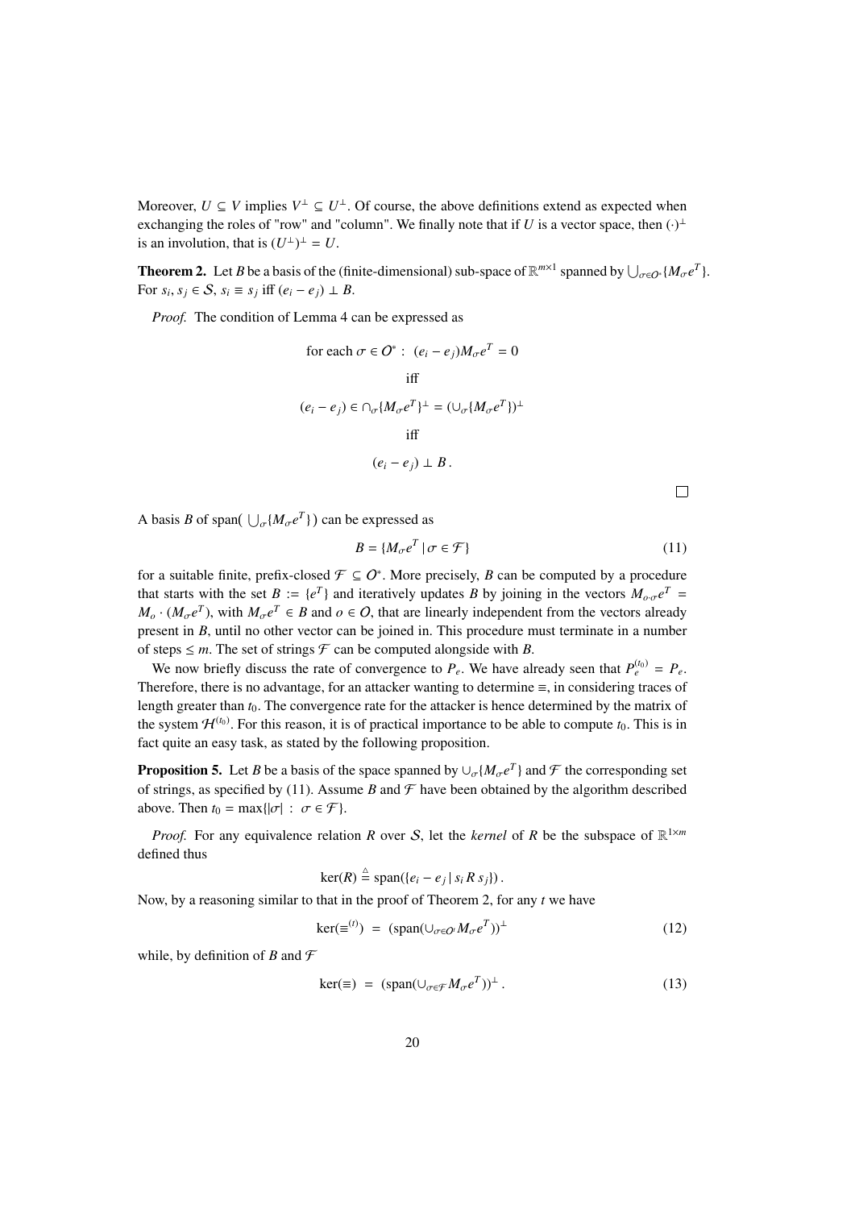Moreover, $U \subseteq V$ implies $V^\perp \subseteq U^\perp$. Of course, the above definitions extend as expected when exchanging the roles of "row" and "column". We finally note that if $U$ is a vector space, then $(\cdot)^\perp$ is an involution, that is $(U^\perp)^\perp = U$.

**Theorem 2.** Let $B$ be a basis of the (finite-dimensional) sub-space of $\mathbb{R}^{m\times 1}$ spanned by $\bigcup_{\sigma\in O^*}\{M_\sigma e^T\}$. For $s_i, s_j \in \mathcal{S}$, $s_i \equiv s_j$ iff $(e_i - e_j) \perp B$.

*Proof.* The condition of Lemma 4 can be expressed as

$$\text{for each } \sigma \in O^* : \ (e_i - e_j)M_\sigma e^T = 0$$

$$\text{iff}$$

$$(e_i - e_j) \in \cap_\sigma \{M_\sigma e^T\}^\perp = (\cup_\sigma \{M_\sigma e^T\})^\perp$$

$$\text{iff}$$

$$(e_i - e_j) \perp B\,.$$

□

A basis $B$ of span( $\bigcup_\sigma \{M_\sigma e^T\}$) can be expressed as

$$B = \{M_\sigma e^T \mid \sigma \in \mathcal{F}\} \tag{11}$$

for a suitable finite, prefix-closed $\mathcal{F} \subseteq O^*$. More precisely, $B$ can be computed by a procedure that starts with the set $B := \{e^T\}$ and iteratively updates $B$ by joining in the vectors $M_{o\cdot\sigma}e^T = M_o \cdot (M_\sigma e^T)$, with $M_\sigma e^T \in B$ and $o \in O$, that are linearly independent from the vectors already present in $B$, until no other vector can be joined in. This procedure must terminate in a number of steps $\leq m$. The set of strings $\mathcal{F}$ can be computed alongside with $B$.

We now briefly discuss the rate of convergence to $P_e$. We have already seen that $P_e^{(t_0)} = P_e$. Therefore, there is no advantage, for an attacker wanting to determine $\equiv$, in considering traces of length greater than $t_0$. The convergence rate for the attacker is hence determined by the matrix of the system $\mathcal{H}^{(t_0)}$. For this reason, it is of practical importance to be able to compute $t_0$. This is in fact quite an easy task, as stated by the following proposition.

**Proposition 5.** Let $B$ be a basis of the space spanned by $\cup_\sigma\{M_\sigma e^T\}$ and $\mathcal{F}$ the corresponding set of strings, as specified by (11). Assume $B$ and $\mathcal{F}$ have been obtained by the algorithm described above. Then $t_0 = \max\{|\sigma| \,:\, \sigma \in \mathcal{F}\}$.

*Proof.* For any equivalence relation $R$ over $\mathcal{S}$, let the *kernel* of $R$ be the subspace of $\mathbb{R}^{1\times m}$ defined thus

$$\ker(R) \triangleq \text{span}(\{e_i - e_j \mid s_i \, R \, s_j\})\,.$$

Now, by a reasoning similar to that in the proof of Theorem 2, for any $t$ we have

$$\ker(\equiv^{(t)}) \;=\; (\text{span}(\cup_{\sigma\in O^t} M_\sigma e^T))^\perp \tag{12}$$

while, by definition of $B$ and $\mathcal{F}$

$$\ker(\equiv) \;=\; (\text{span}(\cup_{\sigma\in\mathcal{F}} M_\sigma e^T))^\perp\,. \tag{13}$$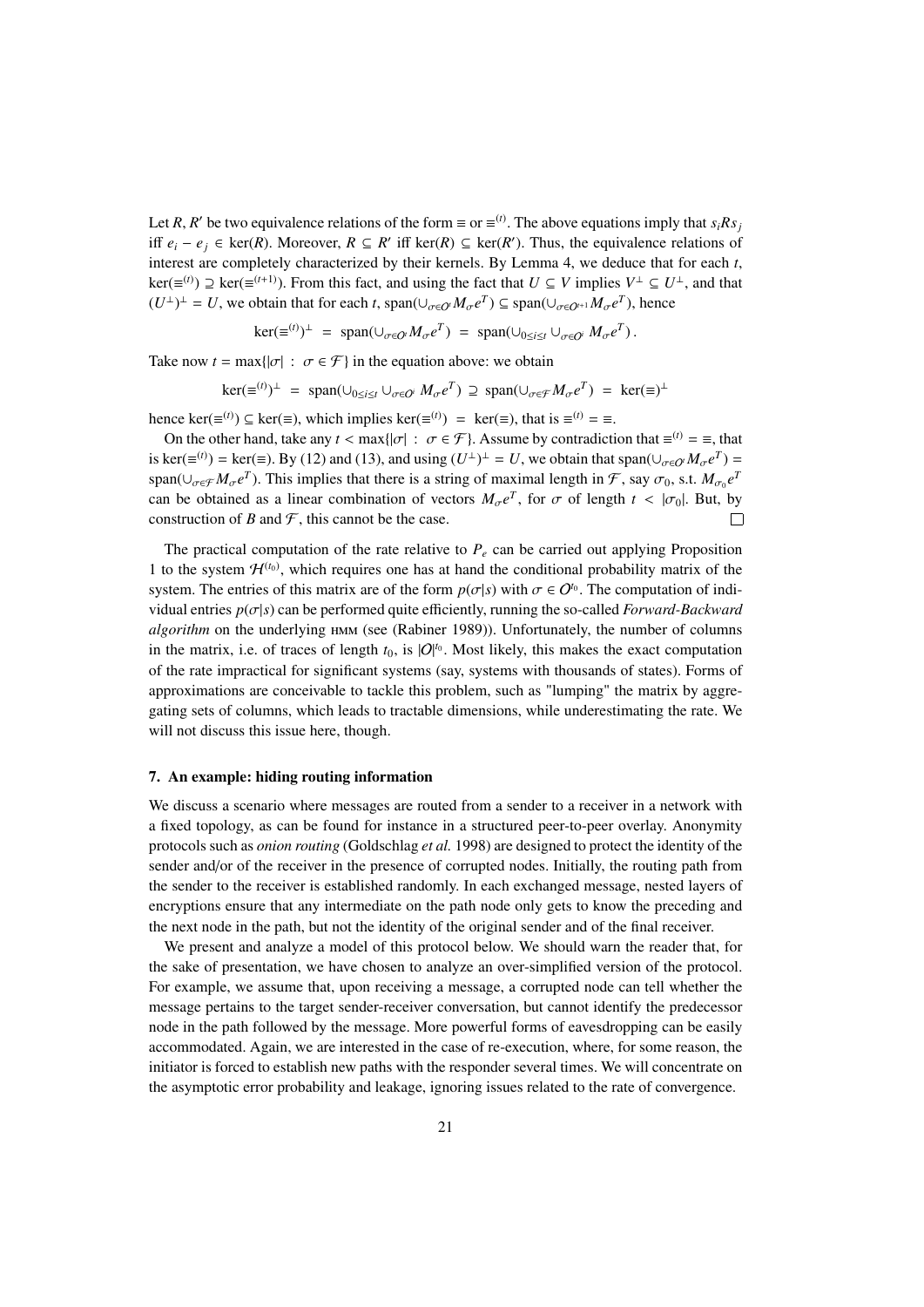Let $R, R'$ be two equivalence relations of the form $\equiv$ or $\equiv^{(t)}$. The above equations imply that $s_i R s_j$ iff $e_i - e_j \in \ker(R)$. Moreover, $R \subseteq R'$ iff $\ker(R) \subseteq \ker(R')$. Thus, the equivalence relations of interest are completely characterized by their kernels. By Lemma 4, we deduce that for each $t$, $\ker(\equiv^{(t)}) \supseteq \ker(\equiv^{(t+1)})$. From this fact, and using the fact that $U \subseteq V$ implies $V^\perp \subseteq U^\perp$, and that $(U^\perp)^\perp = U$, we obtain that for each $t$, $\mathrm{span}(\cup_{\sigma\in O^t} M_\sigma e^T) \subseteq \mathrm{span}(\cup_{\sigma\in O^{t+1}} M_\sigma e^T)$, hence

$$\ker(\equiv^{(t)})^\perp \;=\; \mathrm{span}(\cup_{\sigma\in O^t} M_\sigma e^T) \;=\; \mathrm{span}(\cup_{0\le i\le t} \cup_{\sigma\in O^i} M_\sigma e^T)\,.$$

Take now $t = \max\{|\sigma| \;:\; \sigma \in \mathcal{F}\}$ in the equation above: we obtain

$$\ker(\equiv^{(t)})^\perp \;=\; \mathrm{span}(\cup_{0\le i\le t} \cup_{\sigma\in O^i} M_\sigma e^T) \;\supseteq\; \mathrm{span}(\cup_{\sigma\in\mathcal{F}} M_\sigma e^T) \;=\; \ker(\equiv)^\perp$$

hence $\ker(\equiv^{(t)}) \subseteq \ker(\equiv)$, which implies $\ker(\equiv^{(t)}) \;=\; \ker(\equiv)$, that is $\equiv^{(t)} = \equiv$.

On the other hand, take any $t < \max\{|\sigma| \;:\; \sigma \in \mathcal{F}\}$. Assume by contradiction that $\equiv^{(t)} = \equiv$, that is $\ker(\equiv^{(t)}) = \ker(\equiv)$. By (12) and (13), and using $(U^\perp)^\perp = U$, we obtain that $\mathrm{span}(\cup_{\sigma\in O^t} M_\sigma e^T) = \mathrm{span}(\cup_{\sigma\in\mathcal{F}} M_\sigma e^T)$. This implies that there is a string of maximal length in $\mathcal{F}$, say $\sigma_0$, s.t. $M_{\sigma_0} e^T$ can be obtained as a linear combination of vectors $M_\sigma e^T$, for $\sigma$ of length $t < |\sigma_0|$. But, by construction of $B$ and $\mathcal{F}$, this cannot be the case. $\square$

The practical computation of the rate relative to $P_e$ can be carried out applying Proposition 1 to the system $\mathcal{H}^{(t_0)}$, which requires one has at hand the conditional probability matrix of the system. The entries of this matrix are of the form $p(\sigma|s)$ with $\sigma \in O^{t_0}$. The computation of individual entries $p(\sigma|s)$ can be performed quite efficiently, running the so-called *Forward-Backward algorithm* on the underlying HMM (see (Rabiner 1989)). Unfortunately, the number of columns in the matrix, i.e. of traces of length $t_0$, is $|O|^{t_0}$. Most likely, this makes the exact computation of the rate impractical for significant systems (say, systems with thousands of states). Forms of approximations are conceivable to tackle this problem, such as "lumping" the matrix by aggregating sets of columns, which leads to tractable dimensions, while underestimating the rate. We will not discuss this issue here, though.

## 7. An example: hiding routing information

We discuss a scenario where messages are routed from a sender to a receiver in a network with a fixed topology, as can be found for instance in a structured peer-to-peer overlay. Anonymity protocols such as *onion routing* (Goldschlag *et al.* 1998) are designed to protect the identity of the sender and/or of the receiver in the presence of corrupted nodes. Initially, the routing path from the sender to the receiver is established randomly. In each exchanged message, nested layers of encryptions ensure that any intermediate on the path node only gets to know the preceding and the next node in the path, but not the identity of the original sender and of the final receiver.

We present and analyze a model of this protocol below. We should warn the reader that, for the sake of presentation, we have chosen to analyze an over-simplified version of the protocol. For example, we assume that, upon receiving a message, a corrupted node can tell whether the message pertains to the target sender-receiver conversation, but cannot identify the predecessor node in the path followed by the message. More powerful forms of eavesdropping can be easily accommodated. Again, we are interested in the case of re-execution, where, for some reason, the initiator is forced to establish new paths with the responder several times. We will concentrate on the asymptotic error probability and leakage, ignoring issues related to the rate of convergence.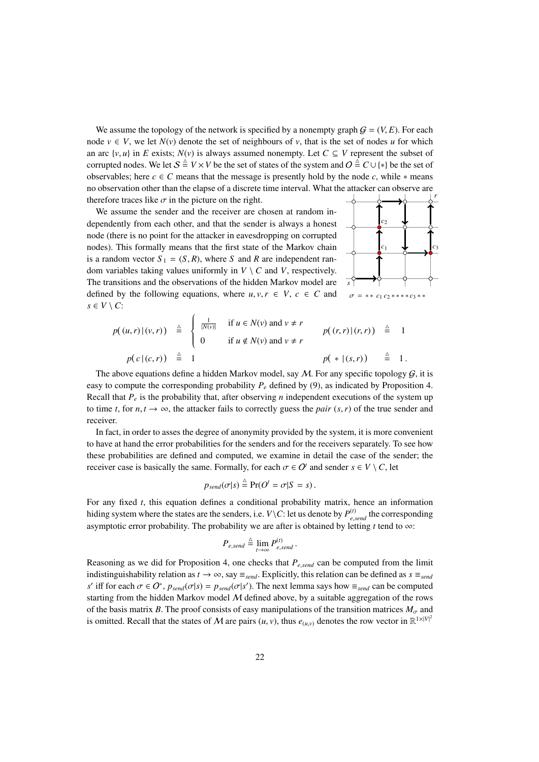We assume the topology of the network is specified by a nonempty graph $\mathcal{G} = (V, E)$. For each node $v \in V$, we let $N(v)$ denote the set of neighbours of $v$, that is the set of nodes $u$ for which an arc $\{v, u\}$ in $E$ exists; $N(v)$ is always assumed nonempty. Let $C \subseteq V$ represent the subset of corrupted nodes. We let $\mathcal{S} \stackrel{\triangle}{=} V \times V$ be the set of states of the system and $\mathcal{O} \stackrel{\triangle}{=} C \cup \{*\}$ be the set of observables; here $c \in C$ means that the message is presently hold by the node $c$, while $*$ means no observation other than the elapse of a discrete time interval. What the attacker can observe are therefore traces like $\sigma$ in the picture on the right.

We assume the sender and the receiver are chosen at random independently from each other, and that the sender is always a honest node (there is no point for the attacker in eavesdropping on corrupted nodes). This formally means that the first state of the Markov chain is a random vector $S_1 = (S, R)$, where $S$ and $R$ are independent random variables taking values uniformly in $V \setminus C$ and $V$, respectively. The transitions and the observations of the hidden Markov model are defined by the following equations, where $u, v, r \in V$, $c \in C$ and $s \in V \setminus C$:

$\sigma = * * c_1 c_2 * * * * c_3 * *$

$$
p(\,(u,r)\,|\,(v,r)\,) \;\stackrel{\triangle}{=}\; \begin{cases} \frac{1}{|N(v)|} & \text{if } u \in N(v) \text{ and } v \neq r \\ 0 & \text{if } u \notin N(v) \text{ and } v \neq r \end{cases} \qquad p(\,(r,r)\,|\,(r,r)\,) \;\stackrel{\triangle}{=}\; 1
$$

$$
p(\,c\,|\,(c,r)\,) \;\stackrel{\triangle}{=}\; 1 \qquad\qquad p(\,*\,|\,(s,r)\,) \;\stackrel{\triangle}{=}\; 1\,.
$$

The above equations define a hidden Markov model, say $\mathcal{M}$. For any specific topology $\mathcal{G}$, it is easy to compute the corresponding probability $P_e$ defined by (9), as indicated by Proposition 4. Recall that $P_e$ is the probability that, after observing $n$ independent executions of the system up to time $t$, for $n, t \to \infty$, the attacker fails to correctly guess the *pair* $(s, r)$ of the true sender and receiver.

In fact, in order to asses the degree of anonymity provided by the system, it is more convenient to have at hand the error probabilities for the senders and for the receivers separately. To see how these probabilities are defined and computed, we examine in detail the case of the sender; the receiver case is basically the same. Formally, for each $\sigma \in \mathcal{O}^t$ and sender $s \in V \setminus C$, let

$$
p_{send}(\sigma|s) \stackrel{\triangle}{=} \Pr(O^t = \sigma | S = s)\,.
$$

For any fixed $t$, this equation defines a conditional probability matrix, hence an information hiding system where the states are the senders, i.e. $V \setminus C$: let us denote by $P^{(t)}_{e,send}$ the corresponding asymptotic error probability. The probability we are after is obtained by letting $t$ tend to $\infty$:

$$
P_{e,send} \stackrel{\triangle}{=} \lim_{t\to\infty} P^{(t)}_{e,send}\,.
$$

Reasoning as we did for Proposition 4, one checks that $P_{e,send}$ can be computed from the limit indistinguishability relation as $t \to \infty$, say $\equiv_{send}$. Explicitly, this relation can be defined as $s \equiv_{send} s'$ iff for each $\sigma \in \mathcal{O}^*$, $p_{send}(\sigma|s) = p_{send}(\sigma|s')$. The next lemma says how $\equiv_{send}$ can be computed starting from the hidden Markov model $\mathcal{M}$ defined above, by a suitable aggregation of the rows of the basis matrix $B$. The proof consists of easy manipulations of the transition matrices $M_\sigma$ and is omitted. Recall that the states of $\mathcal{M}$ are pairs $(u, v)$, thus $e_{(u,v)}$ denotes the row vector in $\mathbb{R}^{1\times|V|^2}$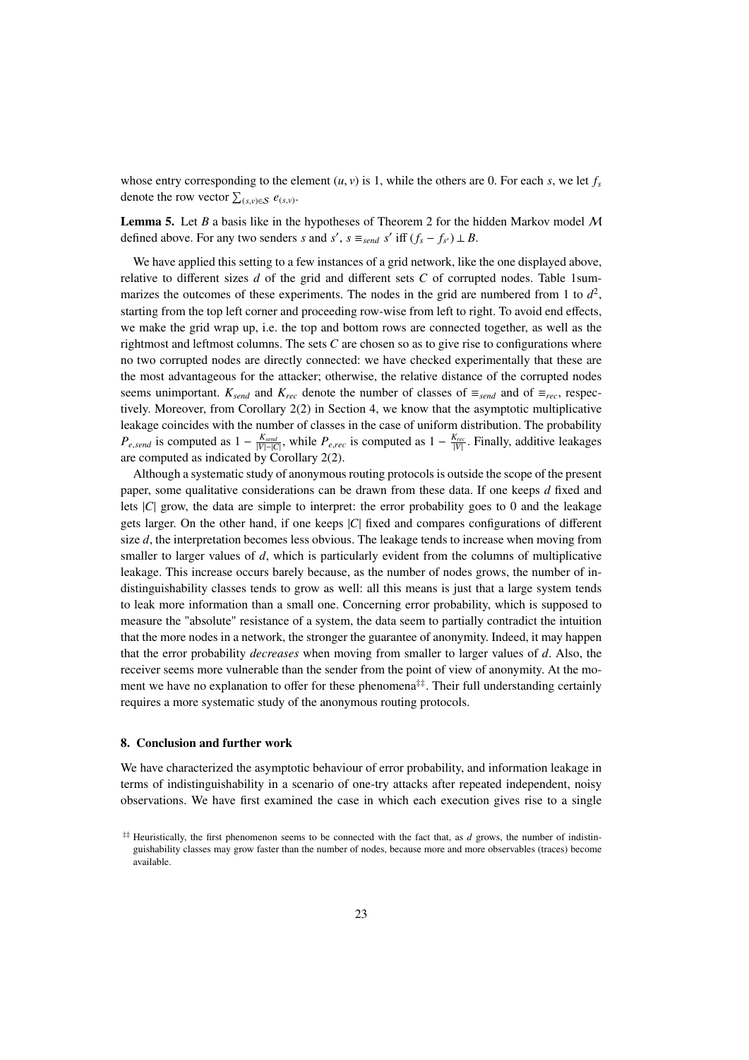whose entry corresponding to the element $(u, v)$ is 1, while the others are 0. For each $s$, we let $f_s$ denote the row vector $\sum_{(s,v)\in\mathcal{S}} e_{(s,v)}$.

**Lemma 5.** Let $B$ a basis like in the hypotheses of Theorem 2 for the hidden Markov model $\mathcal{M}$ defined above. For any two senders $s$ and $s'$, $s \equiv_{send} s'$ iff $(f_s - f_{s'}) \perp B$.

We have applied this setting to a few instances of a grid network, like the one displayed above, relative to different sizes $d$ of the grid and different sets $C$ of corrupted nodes. Table 1summarizes the outcomes of these experiments. The nodes in the grid are numbered from 1 to $d^2$, starting from the top left corner and proceeding row-wise from left to right. To avoid end effects, we make the grid wrap up, i.e. the top and bottom rows are connected together, as well as the rightmost and leftmost columns. The sets $C$ are chosen so as to give rise to configurations where no two corrupted nodes are directly connected: we have checked experimentally that these are the most advantageous for the attacker; otherwise, the relative distance of the corrupted nodes seems unimportant. $K_{send}$ and $K_{rec}$ denote the number of classes of $\equiv_{send}$ and of $\equiv_{rec}$, respectively. Moreover, from Corollary 2(2) in Section 4, we know that the asymptotic multiplicative leakage coincides with the number of classes in the case of uniform distribution. The probability $P_{e,send}$ is computed as $1 - \frac{K_{send}}{|V|-|C|}$, while $P_{e,rec}$ is computed as $1 - \frac{K_{rec}}{|V|}$. Finally, additive leakages are computed as indicated by Corollary 2(2).

Although a systematic study of anonymous routing protocols is outside the scope of the present paper, some qualitative considerations can be drawn from these data. If one keeps $d$ fixed and lets $|C|$ grow, the data are simple to interpret: the error probability goes to 0 and the leakage gets larger. On the other hand, if one keeps $|C|$ fixed and compares configurations of different size $d$, the interpretation becomes less obvious. The leakage tends to increase when moving from smaller to larger values of $d$, which is particularly evident from the columns of multiplicative leakage. This increase occurs barely because, as the number of nodes grows, the number of indistinguishability classes tends to grow as well: all this means is just that a large system tends to leak more information than a small one. Concerning error probability, which is supposed to measure the "absolute" resistance of a system, the data seem to partially contradict the intuition that the more nodes in a network, the stronger the guarantee of anonymity. Indeed, it may happen that the error probability *decreases* when moving from smaller to larger values of $d$. Also, the receiver seems more vulnerable than the sender from the point of view of anonymity. At the moment we have no explanation to offer for these phenomena[‡‡]. Their full understanding certainly requires a more systematic study of the anonymous routing protocols.

## 8. Conclusion and further work

We have characterized the asymptotic behaviour of error probability, and information leakage in terms of indistinguishability in a scenario of one-try attacks after repeated independent, noisy observations. We have first examined the case in which each execution gives rise to a single

[‡‡] Heuristically, the first phenomenon seems to be connected with the fact that, as $d$ grows, the number of indistinguishability classes may grow faster than the number of nodes, because more and more observables (traces) become available.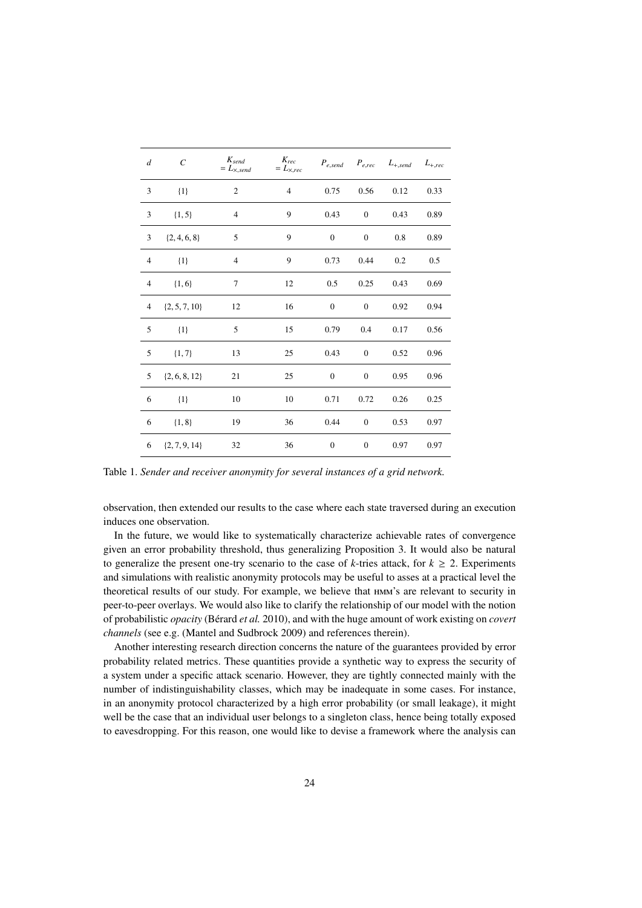| $d$ | $C$ | $K_{send} = L_{\times,send}$ | $K_{rec} = L_{\times,rec}$ | $P_{e,send}$ | $P_{e,rec}$ | $L_{+,send}$ | $L_{+,rec}$ |
|---|---|---|---|---|---|---|---|
| 3 | $\{1\}$ | 2 | 4 | 0.75 | 0.56 | 0.12 | 0.33 |
| 3 | $\{1, 5\}$ | 4 | 9 | 0.43 | 0 | 0.43 | 0.89 |
| 3 | $\{2, 4, 6, 8\}$ | 5 | 9 | 0 | 0 | 0.8 | 0.89 |
| 4 | $\{1\}$ | 4 | 9 | 0.73 | 0.44 | 0.2 | 0.5 |
| 4 | $\{1, 6\}$ | 7 | 12 | 0.5 | 0.25 | 0.43 | 0.69 |
| 4 | $\{2, 5, 7, 10\}$ | 12 | 16 | 0 | 0 | 0.92 | 0.94 |
| 5 | $\{1\}$ | 5 | 15 | 0.79 | 0.4 | 0.17 | 0.56 |
| 5 | $\{1, 7\}$ | 13 | 25 | 0.43 | 0 | 0.52 | 0.96 |
| 5 | $\{2, 6, 8, 12\}$ | 21 | 25 | 0 | 0 | 0.95 | 0.96 |
| 6 | $\{1\}$ | 10 | 10 | 0.71 | 0.72 | 0.26 | 0.25 |
| 6 | $\{1, 8\}$ | 19 | 36 | 0.44 | 0 | 0.53 | 0.97 |
| 6 | $\{2, 7, 9, 14\}$ | 32 | 36 | 0 | 0 | 0.97 | 0.97 |

Table 1. *Sender and receiver anonymity for several instances of a grid network.*

observation, then extended our results to the case where each state traversed during an execution induces one observation.

In the future, we would like to systematically characterize achievable rates of convergence given an error probability threshold, thus generalizing Proposition 3. It would also be natural to generalize the present one-try scenario to the case of $k$-tries attack, for $k \geq 2$. Experiments and simulations with realistic anonymity protocols may be useful to asses at a practical level the theoretical results of our study. For example, we believe that HMM's are relevant to security in peer-to-peer overlays. We would also like to clarify the relationship of our model with the notion of probabilistic *opacity* (Bérard *et al.* 2010), and with the huge amount of work existing on *covert channels* (see e.g. (Mantel and Sudbrock 2009) and references therein).

Another interesting research direction concerns the nature of the guarantees provided by error probability related metrics. These quantities provide a synthetic way to express the security of a system under a specific attack scenario. However, they are tightly connected mainly with the number of indistinguishability classes, which may be inadequate in some cases. For instance, in an anonymity protocol characterized by a high error probability (or small leakage), it might well be the case that an individual user belongs to a singleton class, hence being totally exposed to eavesdropping. For this reason, one would like to devise a framework where the analysis can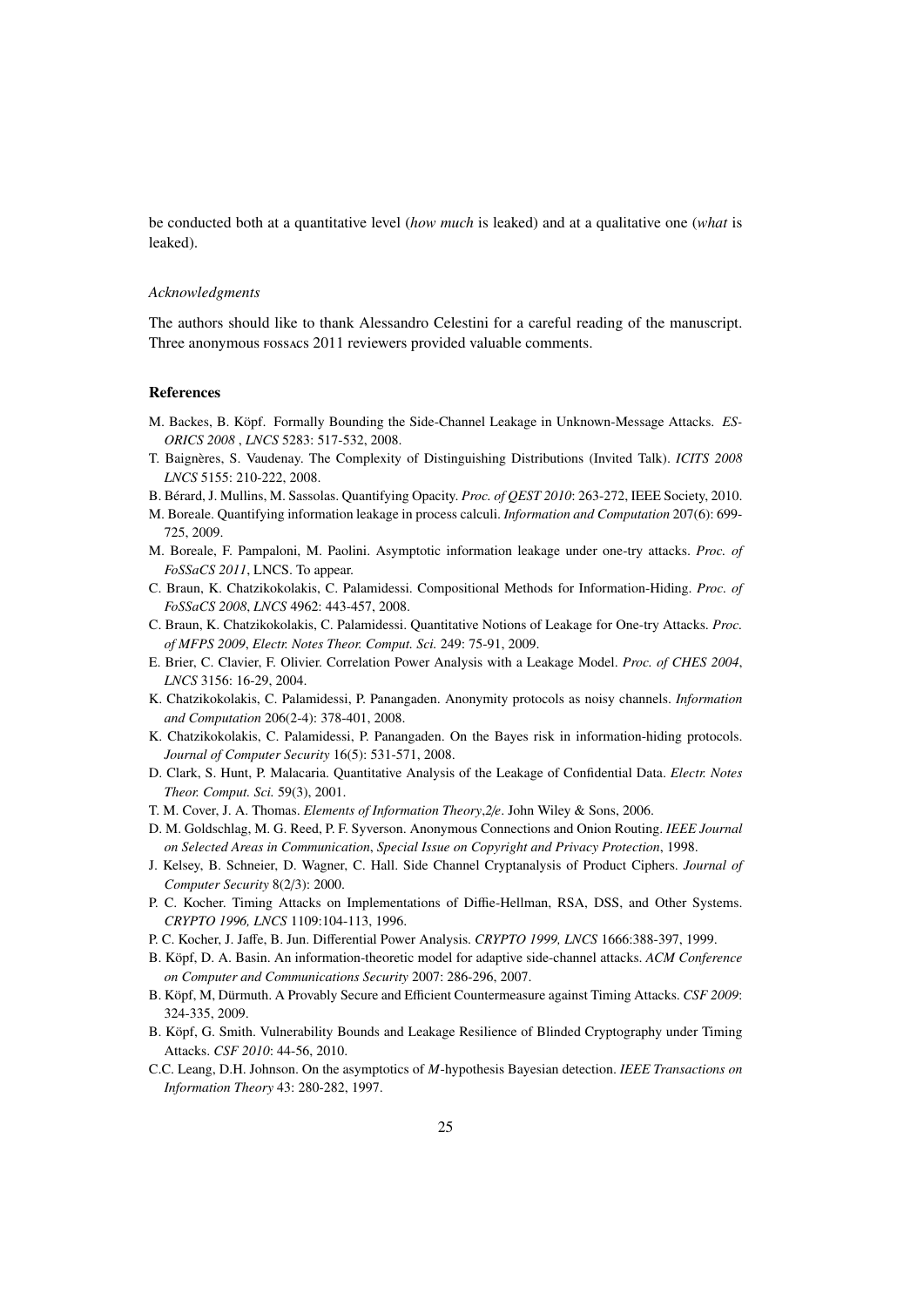be conducted both at a quantitative level (*how much* is leaked) and at a qualitative one (*what* is leaked).

*Acknowledgments*

The authors should like to thank Alessandro Celestini for a careful reading of the manuscript. Three anonymous FOSSACS 2011 reviewers provided valuable comments.

### References

M. Backes, B. Köpf. Formally Bounding the Side-Channel Leakage in Unknown-Message Attacks. *ESORICS 2008* , *LNCS* 5283: 517-532, 2008.

T. Baignères, S. Vaudenay. The Complexity of Distinguishing Distributions (Invited Talk). *ICITS 2008 LNCS* 5155: 210-222, 2008.

B. Bérard, J. Mullins, M. Sassolas. Quantifying Opacity. *Proc. of QEST 2010*: 263-272, IEEE Society, 2010.

M. Boreale. Quantifying information leakage in process calculi. *Information and Computation* 207(6): 699-725, 2009.

M. Boreale, F. Pampaloni, M. Paolini. Asymptotic information leakage under one-try attacks. *Proc. of FoSSaCS 2011*, LNCS. To appear.

C. Braun, K. Chatzikokolakis, C. Palamidessi. Compositional Methods for Information-Hiding. *Proc. of FoSSaCS 2008*, *LNCS* 4962: 443-457, 2008.

C. Braun, K. Chatzikokolakis, C. Palamidessi. Quantitative Notions of Leakage for One-try Attacks. *Proc. of MFPS 2009*, *Electr. Notes Theor. Comput. Sci.* 249: 75-91, 2009.

E. Brier, C. Clavier, F. Olivier. Correlation Power Analysis with a Leakage Model. *Proc. of CHES 2004*, *LNCS* 3156: 16-29, 2004.

K. Chatzikokolakis, C. Palamidessi, P. Panangaden. Anonymity protocols as noisy channels. *Information and Computation* 206(2-4): 378-401, 2008.

K. Chatzikokolakis, C. Palamidessi, P. Panangaden. On the Bayes risk in information-hiding protocols. *Journal of Computer Security* 16(5): 531-571, 2008.

D. Clark, S. Hunt, P. Malacaria. Quantitative Analysis of the Leakage of Confidential Data. *Electr. Notes Theor. Comput. Sci.* 59(3), 2001.

T. M. Cover, J. A. Thomas. *Elements of Information Theory*,*2/e*. John Wiley & Sons, 2006.

D. M. Goldschlag, M. G. Reed, P. F. Syverson. Anonymous Connections and Onion Routing. *IEEE Journal on Selected Areas in Communication*, *Special Issue on Copyright and Privacy Protection*, 1998.

J. Kelsey, B. Schneier, D. Wagner, C. Hall. Side Channel Cryptanalysis of Product Ciphers. *Journal of Computer Security* 8(2/3): 2000.

P. C. Kocher. Timing Attacks on Implementations of Diffie-Hellman, RSA, DSS, and Other Systems. *CRYPTO 1996, LNCS* 1109:104-113, 1996.

P. C. Kocher, J. Jaffe, B. Jun. Differential Power Analysis. *CRYPTO 1999, LNCS* 1666:388-397, 1999.

B. Köpf, D. A. Basin. An information-theoretic model for adaptive side-channel attacks. *ACM Conference on Computer and Communications Security* 2007: 286-296, 2007.

B. Köpf, M, Dürmuth. A Provably Secure and Efficient Countermeasure against Timing Attacks. *CSF 2009*: 324-335, 2009.

B. Köpf, G. Smith. Vulnerability Bounds and Leakage Resilience of Blinded Cryptography under Timing Attacks. *CSF 2010*: 44-56, 2010.

C.C. Leang, D.H. Johnson. On the asymptotics of *M*-hypothesis Bayesian detection. *IEEE Transactions on Information Theory* 43: 280-282, 1997.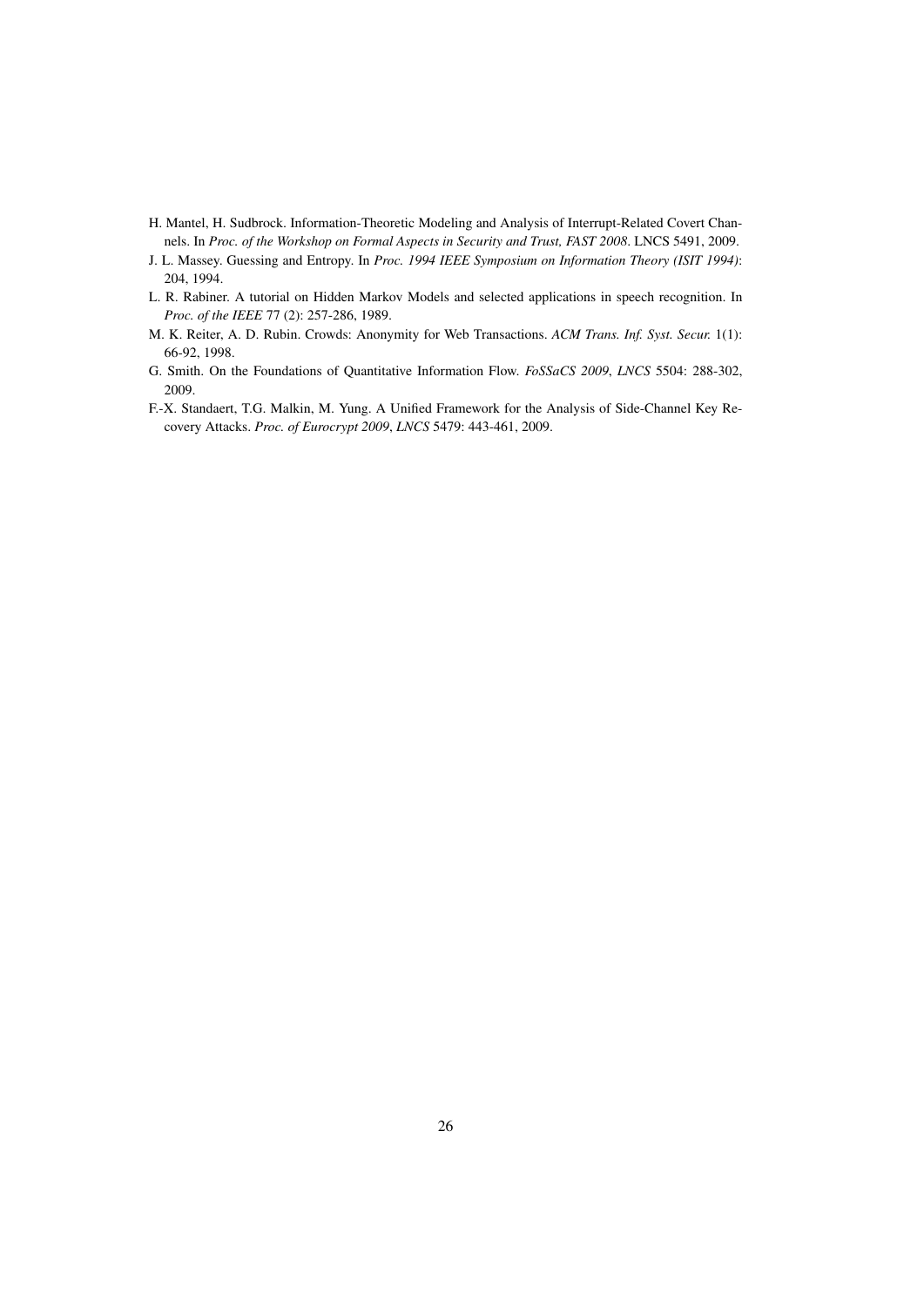H. Mantel, H. Sudbrock. Information-Theoretic Modeling and Analysis of Interrupt-Related Covert Channels. In *Proc. of the Workshop on Formal Aspects in Security and Trust, FAST 2008*. LNCS 5491, 2009.

J. L. Massey. Guessing and Entropy. In *Proc. 1994 IEEE Symposium on Information Theory (ISIT 1994)*: 204, 1994.

L. R. Rabiner. A tutorial on Hidden Markov Models and selected applications in speech recognition. In *Proc. of the IEEE* 77 (2): 257-286, 1989.

M. K. Reiter, A. D. Rubin. Crowds: Anonymity for Web Transactions. *ACM Trans. Inf. Syst. Secur.* 1(1): 66-92, 1998.

G. Smith. On the Foundations of Quantitative Information Flow. *FoSSaCS 2009*, *LNCS* 5504: 288-302, 2009.

F.-X. Standaert, T.G. Malkin, M. Yung. A Unified Framework for the Analysis of Side-Channel Key Recovery Attacks. *Proc. of Eurocrypt 2009*, *LNCS* 5479: 443-461, 2009.